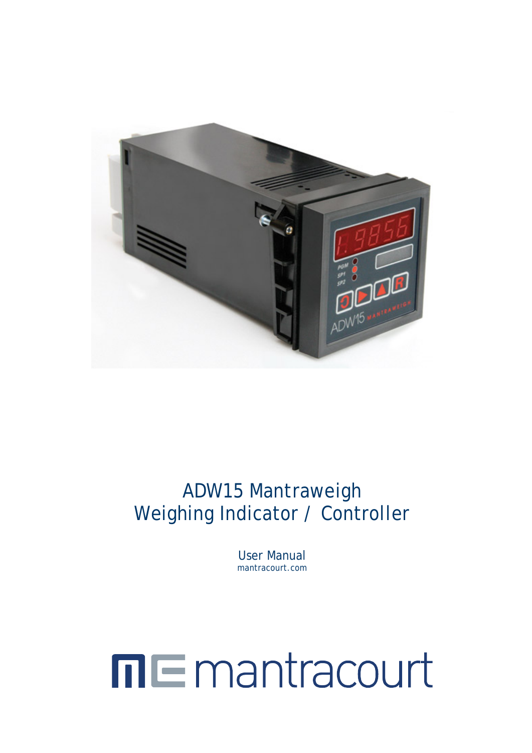# ADW15 Mantraweigh Weighing Indicator / Controller

User Manual

mantracourt.com

mantracourt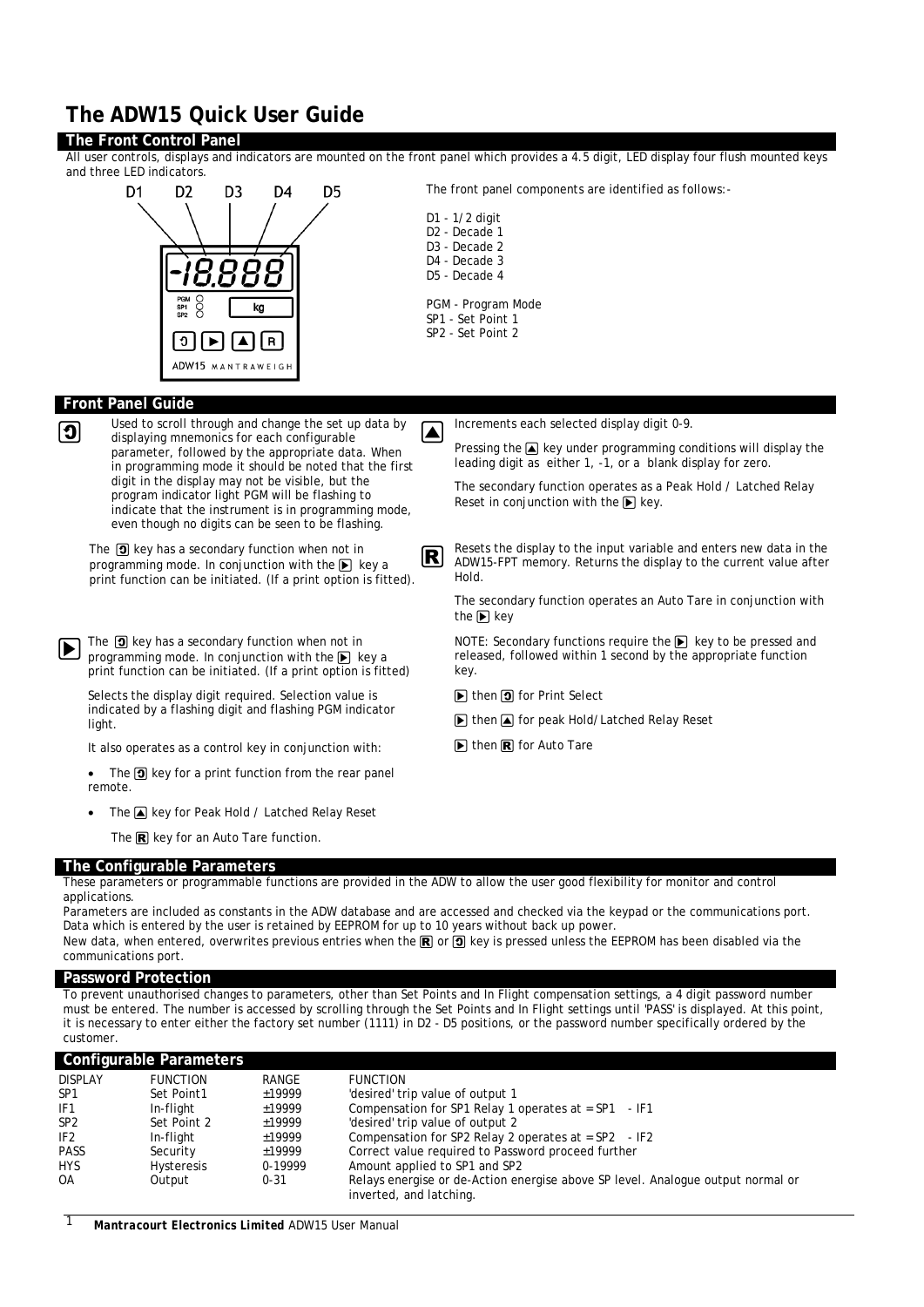# The ADW15 Quick User Guide

## The Front Control Panel

All user controls, displays and indicators are mounted on the front panel which provides a 4.5 digit, LED display four flush mounted keys and three LED indicators.

The front panel components are identified as follows:-

D1 - 1/2 digit
D2 - Decade 1
D3 - Decade 2
D4 - Decade 3
D5 - Decade 4

PGM - Program Mode
SP1 - Set Point 1
SP2 - Set Point 2

## Front Panel Guide

**↻** Used to scroll through and change the set up data by displaying mnemonics for each configurable parameter, followed by the appropriate data. When in programming mode it should be noted that the first digit in the display may not be visible, but the program indicator light PGM will be flashing to indicate that the instrument is in programming mode, even though no digits can be seen to be flashing.

The ↻ key has a secondary function when not in programming mode. In conjunction with the ▶ key a print function can be initiated. (If a print option is fitted).

**▶** The ↻ key has a secondary function when not in programming mode. In conjunction with the ▶ key a print function can be initiated. (If a print option is fitted)

Selects the display digit required. Selection value is indicated by a flashing digit and flashing PGM indicator light.

It also operates as a control key in conjunction with:

- The ↻ key for a print function from the rear panel remote.
- The ▲ key for Peak Hold / Latched Relay Reset

The R key for an Auto Tare function.

**▲** Increments each selected display digit 0-9.

Pressing the ▲ key under programming conditions will display the leading digit as either 1, -1, or a blank display for zero.

The secondary function operates as a Peak Hold / Latched Relay Reset in conjunction with the ▶ key.

**R** Resets the display to the input variable and enters new data in the ADW15-FPT memory. Returns the display to the current value after Hold.

The secondary function operates an Auto Tare in conjunction with the ▶ key

NOTE: Secondary functions require the ▶ key to be pressed and released, followed within 1 second by the appropriate function key.

▶ then ↻ for Print Select

▶ then ▲ for peak Hold/Latched Relay Reset

▶ then R for Auto Tare

## The Configurable Parameters

These parameters or programmable functions are provided in the ADW to allow the user good flexibility for monitor and control applications.

Parameters are included as constants in the ADW database and are accessed and checked via the keypad or the communications port. Data which is entered by the user is retained by EEPROM for up to 10 years without back up power.

New data, when entered, overwrites previous entries when the R or ↻ key is pressed unless the EEPROM has been disabled via the communications port.

## Password Protection

To prevent unauthorised changes to parameters, other than Set Points and In Flight compensation settings, a 4 digit password number must be entered. The number is accessed by scrolling through the Set Points and In Flight settings until 'PASS' is displayed. At this point, it is necessary to enter either the factory set number (1111) in D2 - D5 positions, or the password number specifically ordered by the customer.

## Configurable Parameters

| DISPLAY | FUNCTION | RANGE | FUNCTION |
|---|---|---|---|
| SP1 | Set Point1 | ±19999 | 'desired' trip value of output 1 |
| IF1 | In-flight | ±19999 | Compensation for SP1 Relay 1 operates at = SP1 - IF1 |
| SP2 | Set Point 2 | ±19999 | 'desired' trip value of output 2 |
| IF2 | In-flight | ±19999 | Compensation for SP2 Relay 2 operates at = SP2 - IF2 |
| PASS | Security | ±19999 | Correct value required to Password proceed further |
| HYS | Hysteresis | 0-19999 | Amount applied to SP1 and SP2 |
| OA | Output | 0-31 | Relays energise or de-Action energise above SP level. Analogue output normal or inverted, and latching. |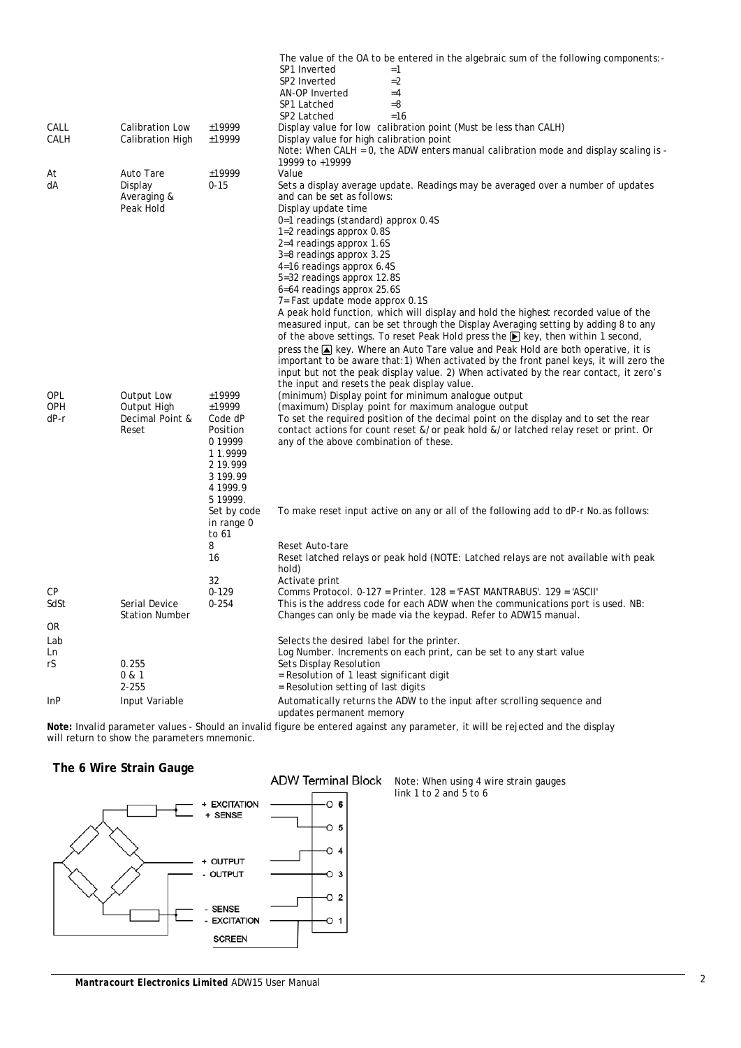| | | | |
|---|---|---|---|
| | | | The value of the OA to be entered in the algebraic sum of the following components:-<br>SP1 Inverted =1<br>SP2 Inverted =2<br>AN-OP Inverted =4<br>SP1 Latched =8<br>SP2 Latched =16 |
| CALL | Calibration Low | ±19999 | Display value for low calibration point (Must be less than CALH) |
| CALH | Calibration High | ±19999 | Display value for high calibration point<br>Note: When CALH = 0, the ADW enters manual calibration mode and display scaling is -19999 to +19999 |
| At | Auto Tare | ±19999 | Value |
| dA | Display Averaging & Peak Hold | 0-15 | Sets a display average update. Readings may be averaged over a number of updates and can be set as follows:<br>Display update time<br>0=1 readings (standard) approx 0.4S<br>1=2 readings approx 0.8S<br>2=4 readings approx 1.6S<br>3=8 readings approx 3.2S<br>4=16 readings approx 6.4S<br>5=32 readings approx 12.8S<br>6=64 readings approx 25.6S<br>7= Fast update mode approx 0.1S<br>A peak hold function, which will display and hold the highest recorded value of the measured input, can be set through the Display Averaging setting by adding 8 to any of the above settings. To reset Peak Hold press the ▶ key, then within 1 second, press the ▲ key. Where an Auto Tare value and Peak Hold are both operative, it is important to be aware that: 1) When activated by the front panel keys, it will zero the input but not the peak display value. 2) When activated by the rear contact, it zero's the input and resets the peak display value. |
| OPL | Output Low | ±19999 | (minimum) Display point for minimum analogue output |
| OPH | Output High | ±19999 | (maximum) Display point for maximum analogue output |
| dP-r | Decimal Point & Reset | Code dP Position<br>0 19999<br>1 1.9999<br>2 19.999<br>3 199.99<br>4 1999.9<br>5 19999. | To set the required position of the decimal point on the display and to set the rear contact actions for count reset &/or peak hold &/or latched relay reset or print. Or any of the above combination of these. |
| | | Set by code in range 0 to 61 | To make reset input active on any or all of the following add to dP-r No. as follows: |
| | | 8 | Reset Auto-tare |
| | | 16 | Reset latched relays or peak hold (NOTE: Latched relays are not available with peak hold) |
| | | 32 | Activate print |
| CP | | 0-129 | Comms Protocol. 0-127 = Printer. 128 = 'FAST MANTRABUS'. 129 = 'ASCII' |
| SdSt | Serial Device Station Number | 0-254 | This is the address code for each ADW when the communications port is used. NB: Changes can only be made via the keypad. Refer to ADW15 manual. |
| OR | | | |
| Lab | | | Selects the desired label for the printer. |
| Ln | | | Log Number. Increments on each print, can be set to any start value |
| rS | 0.255<br>0 & 1<br>2-255 | | Sets Display Resolution<br>= Resolution of 1 least significant digit<br>= Resolution setting of last digits |
| InP | Input Variable | | Automatically returns the ADW to the input after scrolling sequence and updates permanent memory |

**Note:** Invalid parameter values - Should an invalid figure be entered against any parameter, it will be rejected and the display will return to show the parameters mnemonic.

## The 6 Wire Strain Gauge

ADW Terminal Block

+ EXCITATION — 6
+ SENSE — 5
+ OUTPUT — 4
- OUTPUT — 3
- SENSE — 2
- EXCITATION — 1
SCREEN

Note: When using 4 wire strain gauges link 1 to 2 and 5 to 6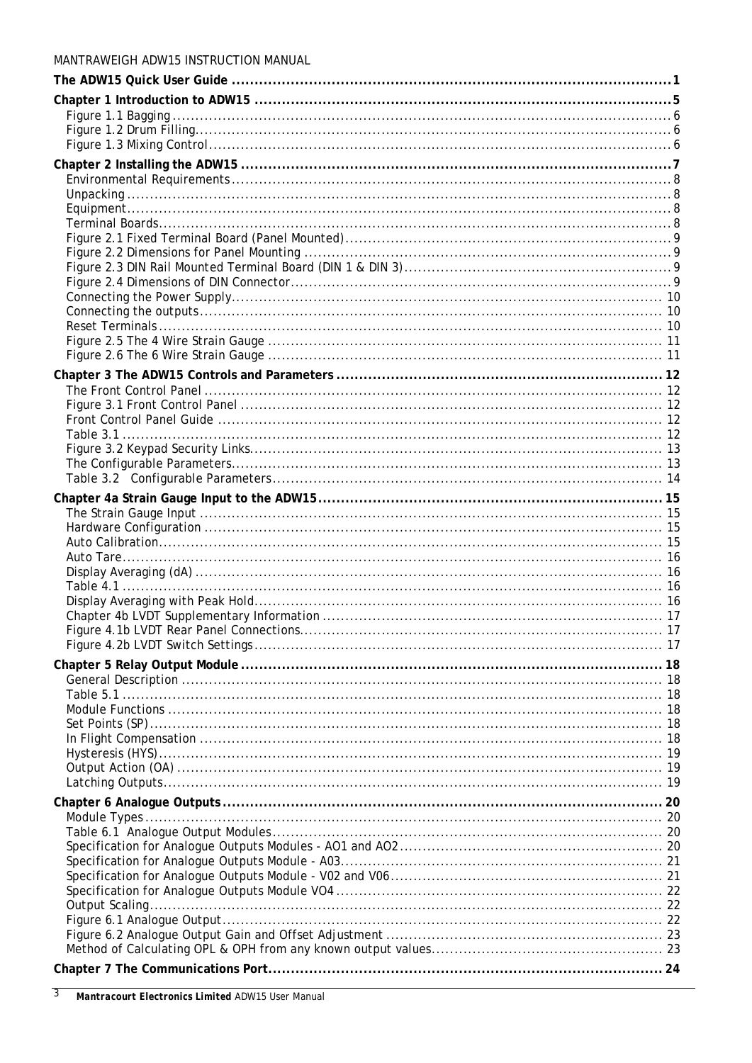The ADW15 Quick User Guide ........................................................................................................ 1

Chapter 1 Introduction to ADW15 ................................................................................................ 5
Figure 1.1 Bagging ...................................................................................................................... 6
Figure 1.2 Drum Filling ................................................................................................................ 6
Figure 1.3 Mixing Control ............................................................................................................ 6

Chapter 2 Installing the ADW15 .................................................................................................. 7
Environmental Requirements ........................................................................................................ 8
Unpacking .................................................................................................................................... 8
Equipment .................................................................................................................................... 8
Terminal Boards ........................................................................................................................... 8
Figure 2.1 Fixed Terminal Board (Panel Mounted) ...................................................................... 9
Figure 2.2 Dimensions for Panel Mounting ................................................................................. 9
Figure 2.3 DIN Rail Mounted Terminal Board (DIN 1 & DIN 3) ................................................... 9
Figure 2.4 Dimensions of DIN Connector .................................................................................... 9
Connecting the Power Supply ...................................................................................................... 10
Connecting the outputs ................................................................................................................ 10
Reset Terminals ........................................................................................................................... 10
Figure 2.5 The 4 Wire Strain Gauge ........................................................................................... 11
Figure 2.6 The 6 Wire Strain Gauge ........................................................................................... 11

Chapter 3 The ADW15 Controls and Parameters ........................................................................ 12
The Front Control Panel ............................................................................................................... 12
Figure 3.1 Front Control Panel .................................................................................................... 12
Front Control Panel Guide ........................................................................................................... 12
Table 3.1 ...................................................................................................................................... 12
Figure 3.2 Keypad Security Links ................................................................................................ 13
The Configurable Parameters ...................................................................................................... 13
Table 3.2 Configurable Parameters ............................................................................................. 14

Chapter 4a Strain Gauge Input to the ADW15 ............................................................................ 15
The Strain Gauge Input ............................................................................................................... 15
Hardware Configuration .............................................................................................................. 15
Auto Calibration ........................................................................................................................... 15
Auto Tare ..................................................................................................................................... 16
Display Averaging (dA) ................................................................................................................ 16
Table 4.1 ...................................................................................................................................... 16
Display Averaging with Peak Hold ............................................................................................... 16
Chapter 4b LVDT Supplementary Information ............................................................................ 17
Figure 4.1b LVDT Rear Panel Connections ................................................................................. 17
Figure 4.2b LVDT Switch Settings ............................................................................................... 17

Chapter 5 Relay Output Module .................................................................................................. 18
General Description ..................................................................................................................... 18
Table 5.1 ...................................................................................................................................... 18
Module Functions ........................................................................................................................ 18
Set Points (SP) ............................................................................................................................ 18
In Flight Compensation ............................................................................................................... 18
Hysteresis (HYS) .......................................................................................................................... 19
Output Action (OA) ...................................................................................................................... 19
Latching Outputs ......................................................................................................................... 19

Chapter 6 Analogue Outputs ....................................................................................................... 20
Module Types .............................................................................................................................. 20
Table 6.1 Analogue Output Modules ........................................................................................... 20
Specification for Analogue Outputs Modules - AO1 and AO2 ..................................................... 20
Specification for Analogue Outputs Module - A03 ....................................................................... 21
Specification for Analogue Outputs Module - V02 and V06 ........................................................ 21
Specification for Analogue Outputs Module VO4 ........................................................................ 22
Output Scaling ............................................................................................................................. 22
Figure 6.1 Analogue Output ........................................................................................................ 22
Figure 6.2 Analogue Output Gain and Offset Adjustment ........................................................... 23
Method of Calculating OPL & OPH from any known output values ............................................. 23

Chapter 7 The Communications Port .......................................................................................... 24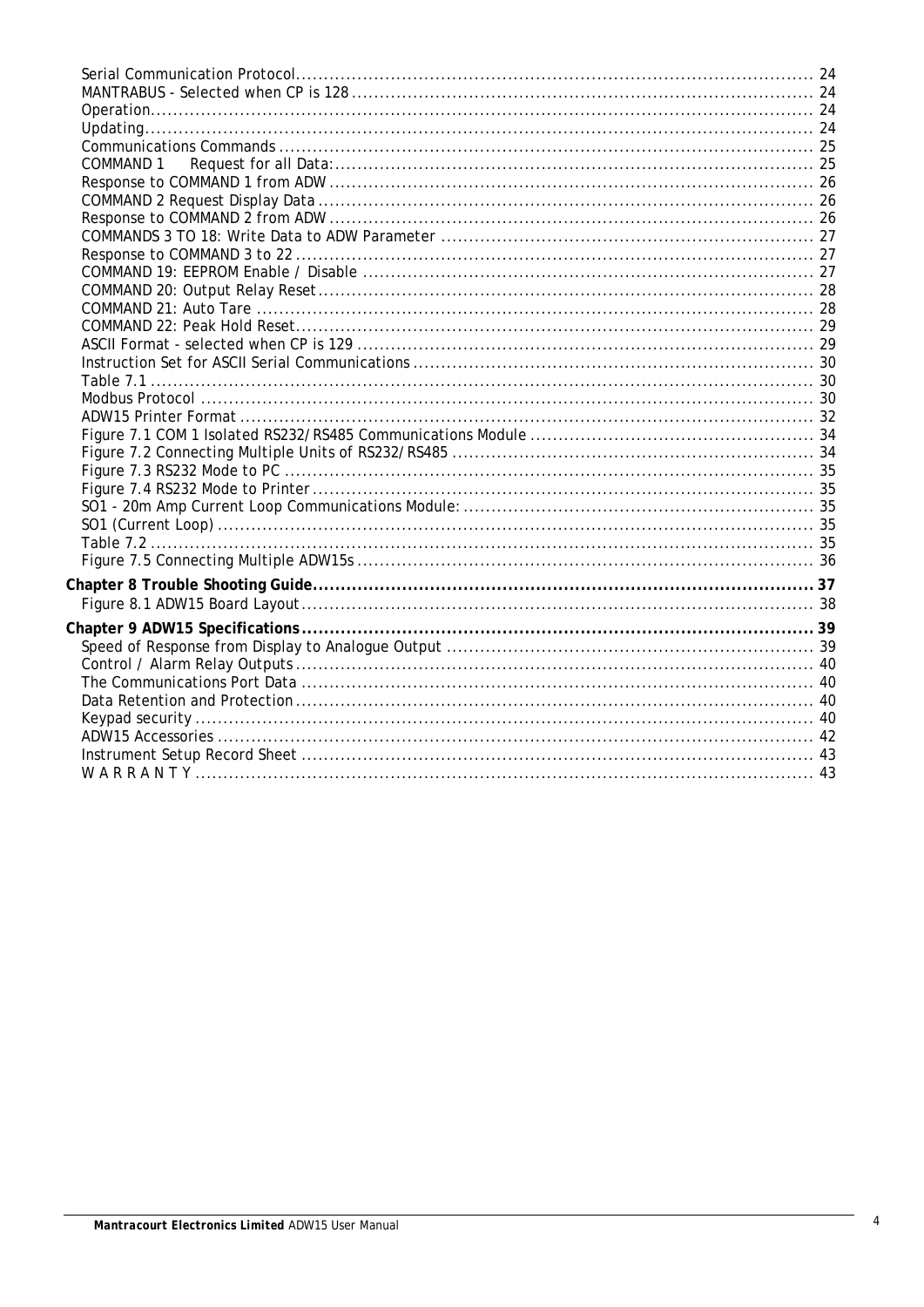Serial Communication Protocol ........................................................................................ 24
MANTRABUS - Selected when CP is 128 ........................................................................................ 24
Operation ........................................................................................ 24
Updating ........................................................................................ 24
Communications Commands ........................................................................................ 25
COMMAND 1 Request for all Data: ........................................................................................ 25
Response to COMMAND 1 from ADW ........................................................................................ 26
COMMAND 2 Request Display Data ........................................................................................ 26
Response to COMMAND 2 from ADW ........................................................................................ 26
COMMANDS 3 TO 18: Write Data to ADW Parameter ........................................................................................ 27
Response to COMMAND 3 to 22 ........................................................................................ 27
COMMAND 19: EEPROM Enable / Disable ........................................................................................ 27
COMMAND 20: Output Relay Reset ........................................................................................ 28
COMMAND 21: Auto Tare ........................................................................................ 28
COMMAND 22: Peak Hold Reset ........................................................................................ 29
ASCII Format - selected when CP is 129 ........................................................................................ 29
Instruction Set for ASCII Serial Communications ........................................................................................ 30
Table 7.1 ........................................................................................ 30
Modbus Protocol ........................................................................................ 30
ADW15 Printer Format ........................................................................................ 32
Figure 7.1 COM 1 Isolated RS232/RS485 Communications Module ........................................................................................ 34
Figure 7.2 Connecting Multiple Units of RS232/RS485 ........................................................................................ 34
Figure 7.3 RS232 Mode to PC ........................................................................................ 35
Figure 7.4 RS232 Mode to Printer ........................................................................................ 35
SO1 - 20m Amp Current Loop Communications Module: ........................................................................................ 35
SO1 (Current Loop) ........................................................................................ 35
Table 7.2 ........................................................................................ 35
Figure 7.5 Connecting Multiple ADW15s ........................................................................................ 36

**Chapter 8 Trouble Shooting Guide ........................................................................................ 37**
Figure 8.1 ADW15 Board Layout ........................................................................................ 38

**Chapter 9 ADW15 Specifications ........................................................................................ 39**
Speed of Response from Display to Analogue Output ........................................................................................ 39
Control / Alarm Relay Outputs ........................................................................................ 40
The Communications Port Data ........................................................................................ 40
Data Retention and Protection ........................................................................................ 40
Keypad security ........................................................................................ 40
ADW15 Accessories ........................................................................................ 42
Instrument Setup Record Sheet ........................................................................................ 43
W A R R A N T Y ........................................................................................ 43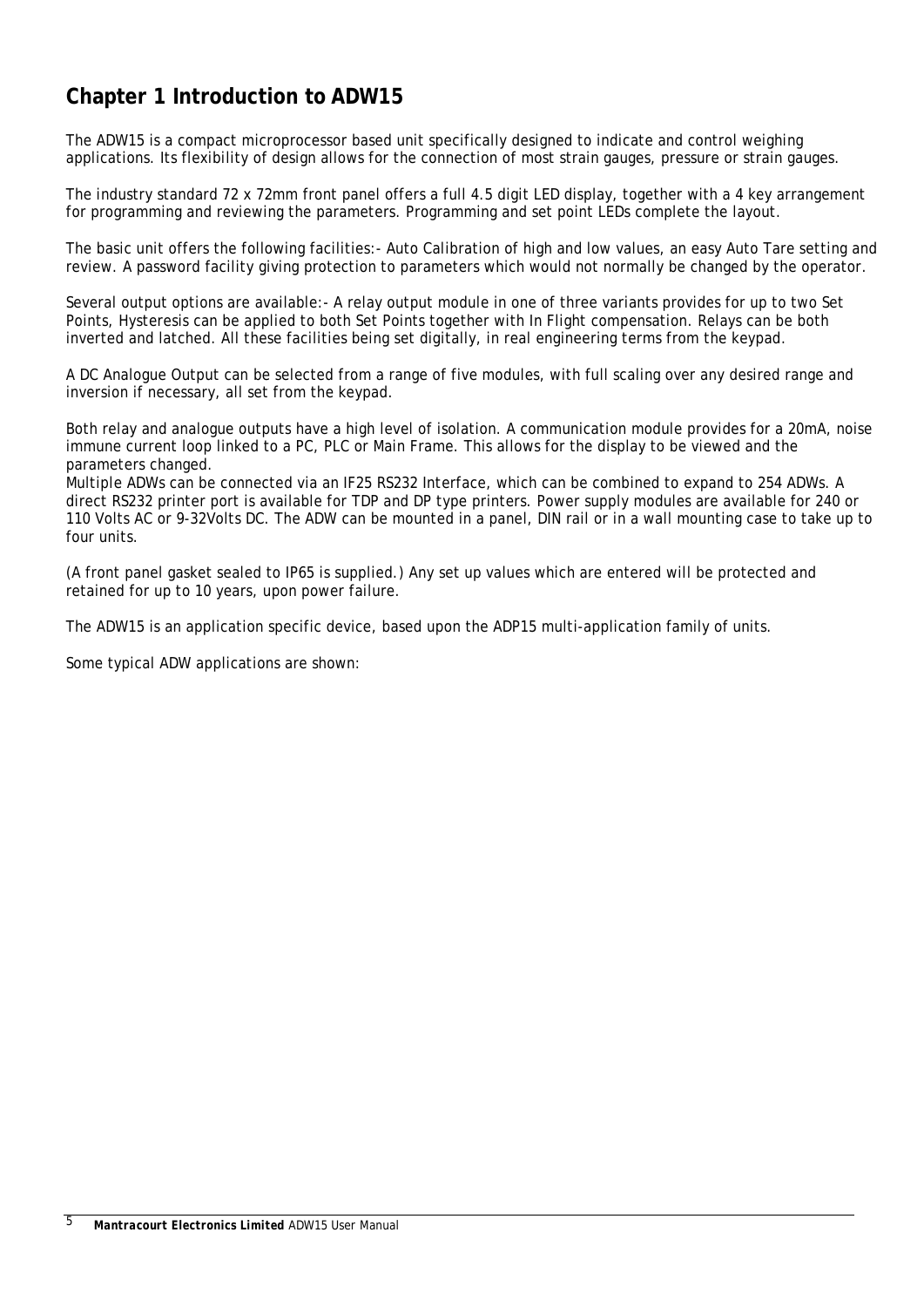# Chapter 1 Introduction to ADW15

The ADW15 is a compact microprocessor based unit specifically designed to indicate and control weighing applications. Its flexibility of design allows for the connection of most strain gauges, pressure or strain gauges.

The industry standard 72 x 72mm front panel offers a full 4.5 digit LED display, together with a 4 key arrangement for programming and reviewing the parameters. Programming and set point LEDs complete the layout.

The basic unit offers the following facilities:- Auto Calibration of high and low values, an easy Auto Tare setting and review. A password facility giving protection to parameters which would not normally be changed by the operator.

Several output options are available:- A relay output module in one of three variants provides for up to two Set Points, Hysteresis can be applied to both Set Points together with In Flight compensation. Relays can be both inverted and latched. All these facilities being set digitally, in real engineering terms from the keypad.

A DC Analogue Output can be selected from a range of five modules, with full scaling over any desired range and inversion if necessary, all set from the keypad.

Both relay and analogue outputs have a high level of isolation. A communication module provides for a 20mA, noise immune current loop linked to a PC, PLC or Main Frame. This allows for the display to be viewed and the parameters changed.
Multiple ADWs can be connected via an IF25 RS232 Interface, which can be combined to expand to 254 ADWs. A direct RS232 printer port is available for TDP and DP type printers. Power supply modules are available for 240 or 110 Volts AC or 9-32Volts DC. The ADW can be mounted in a panel, DIN rail or in a wall mounting case to take up to four units.

(A front panel gasket sealed to IP65 is supplied.) Any set up values which are entered will be protected and retained for up to 10 years, upon power failure.

The ADW15 is an application specific device, based upon the ADP15 multi-application family of units.

Some typical ADW applications are shown: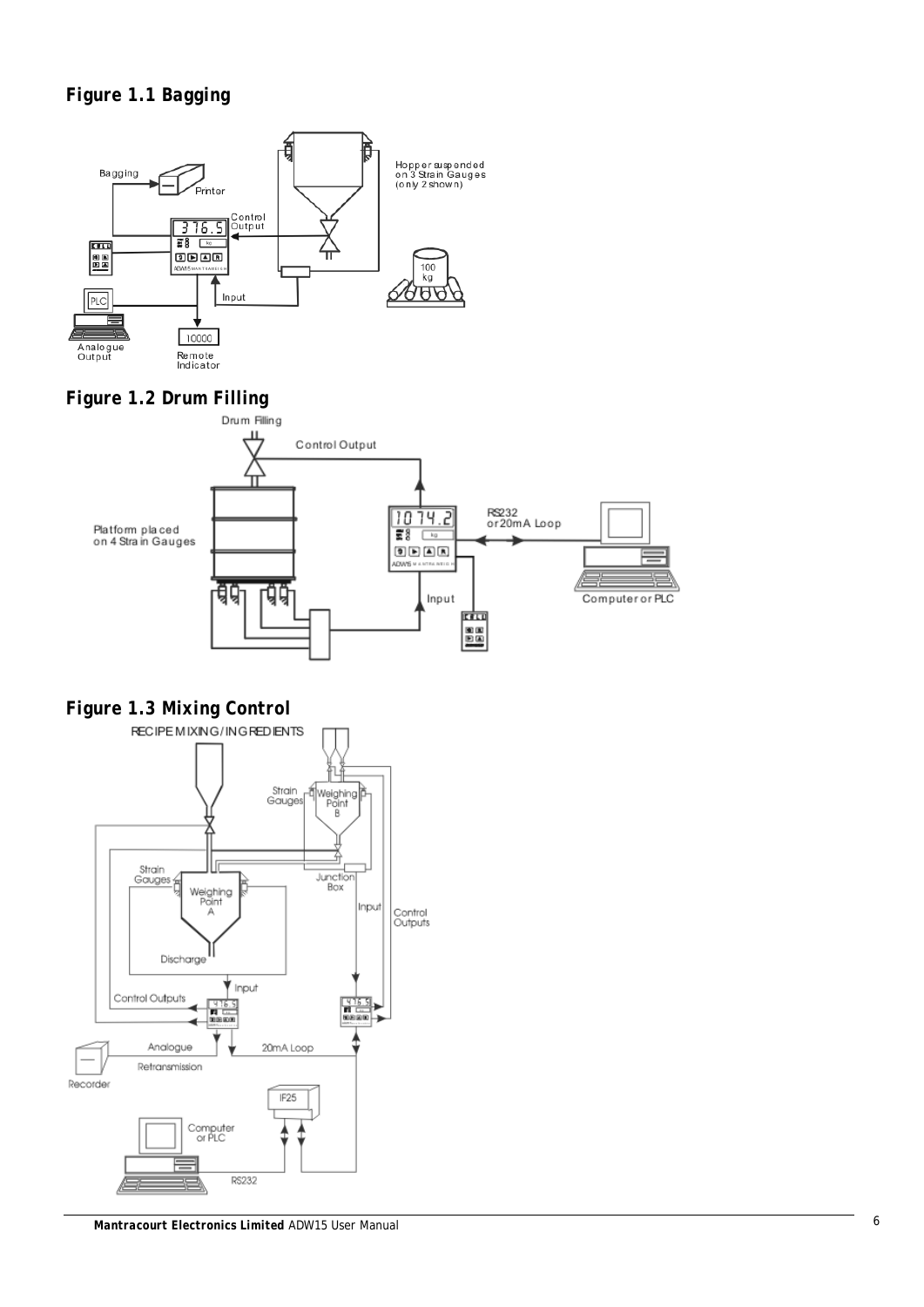**Figure 1.1 Bagging**

**Figure 1.2 Drum Filling**

**Figure 1.3 Mixing Control**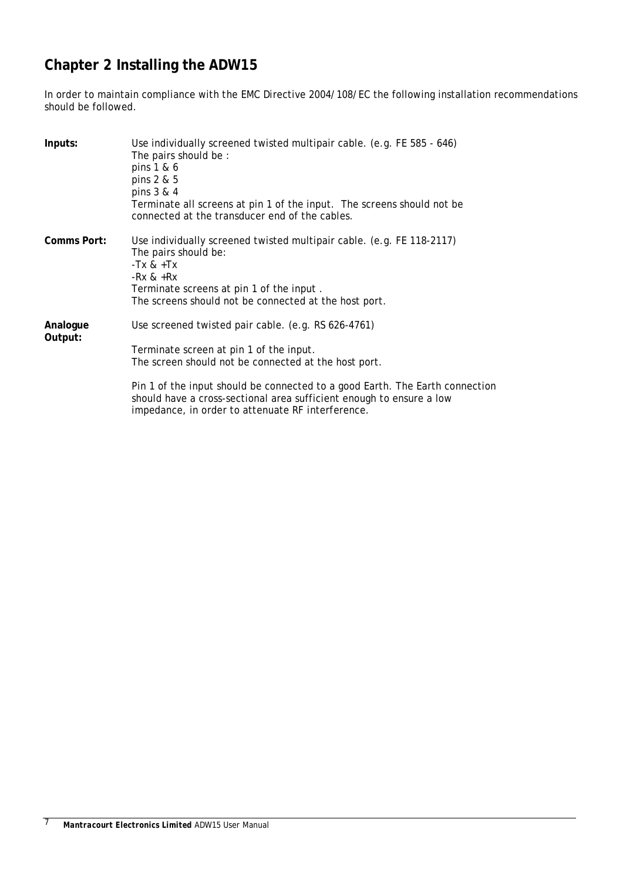# Chapter 2 Installing the ADW15

In order to maintain compliance with the EMC Directive 2004/108/EC the following installation recommendations should be followed.

**Inputs:**

Use individually screened twisted multipair cable. (e.g. FE 585 - 646)
The pairs should be :
pins 1 & 6
pins 2 & 5
pins 3 & 4
Terminate all screens at pin 1 of the input. The screens should not be connected at the transducer end of the cables.

**Comms Port:**

Use individually screened twisted multipair cable. (e.g. FE 118-2117)
The pairs should be:
-Tx & +Tx
-Rx & +Rx
Terminate screens at pin 1 of the input .
The screens should not be connected at the host port.

**Analogue Output:**

Use screened twisted pair cable. (e.g. RS 626-4761)

Terminate screen at pin 1 of the input.
The screen should not be connected at the host port.

Pin 1 of the input should be connected to a good Earth. The Earth connection should have a cross-sectional area sufficient enough to ensure a low impedance, in order to attenuate RF interference.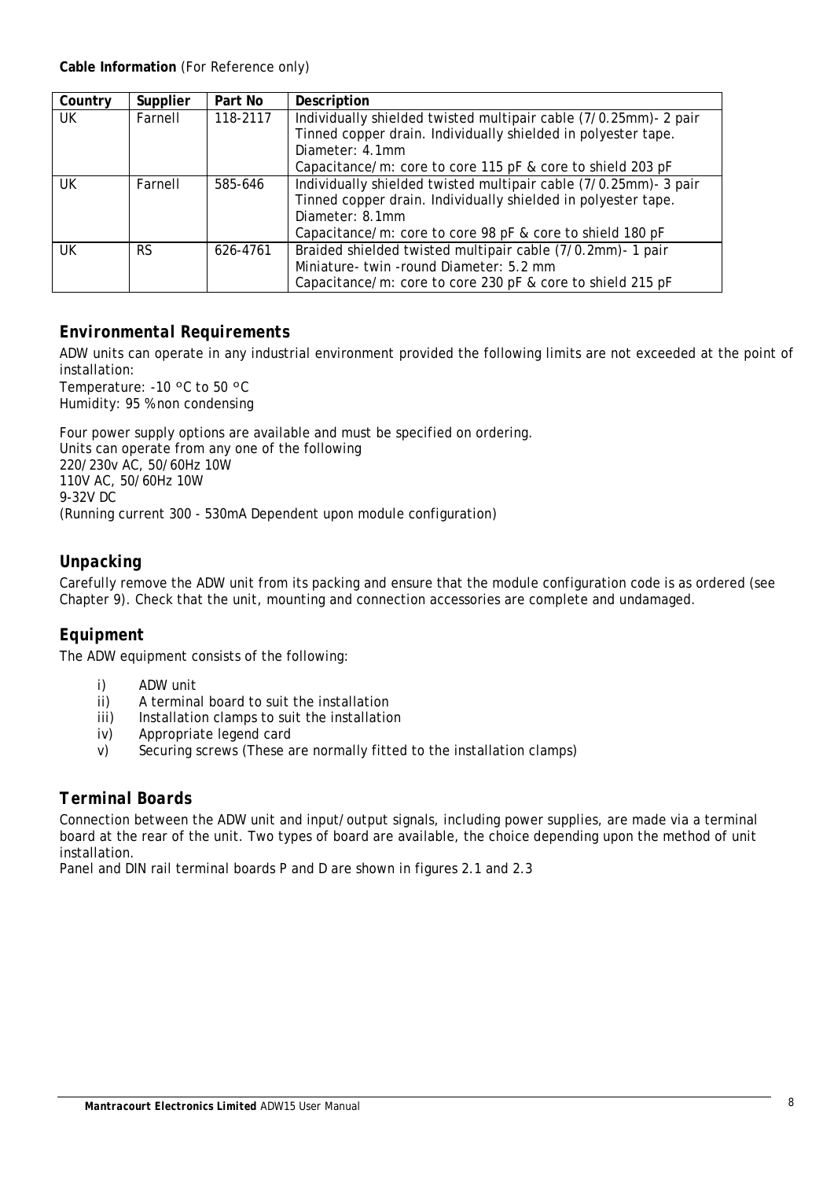**Cable Information** (For Reference only)

| Country | Supplier | Part No | Description |
|---|---|---|---|
| UK | Farnell | 118-2117 | Individually shielded twisted multipair cable (7/0.25mm)- 2 pair Tinned copper drain. Individually shielded in polyester tape. Diameter: 4.1mm Capacitance/m: core to core 115 pF & core to shield 203 pF |
| UK | Farnell | 585-646 | Individually shielded twisted multipair cable (7/0.25mm)- 3 pair Tinned copper drain. Individually shielded in polyester tape. Diameter: 8.1mm Capacitance/m: core to core 98 pF & core to shield 180 pF |
| UK | RS | 626-4761 | Braided shielded twisted multipair cable (7/0.2mm)- 1 pair Miniature- twin -round Diameter: 5.2 mm Capacitance/m: core to core 230 pF & core to shield 215 pF |

## *Environmental Requirements*

ADW units can operate in any industrial environment provided the following limits are not exceeded at the point of installation:
Temperature: -10 °C to 50 °C
Humidity: 95 % non condensing

Four power supply options are available and must be specified on ordering.
Units can operate from any one of the following
220/230v AC, 50/60Hz 10W
110V AC, 50/60Hz 10W
9-32V DC
(Running current 300 - 530mA Dependent upon module configuration)

## *Unpacking*

Carefully remove the ADW unit from its packing and ensure that the module configuration code is as ordered (see Chapter 9). Check that the unit, mounting and connection accessories are complete and undamaged.

## *Equipment*

The ADW equipment consists of the following:

i) ADW unit
ii) A terminal board to suit the installation
iii) Installation clamps to suit the installation
iv) Appropriate legend card
v) Securing screws (These are normally fitted to the installation clamps)

## *Terminal Boards*

Connection between the ADW unit and input/output signals, including power supplies, are made via a terminal board at the rear of the unit. Two types of board are available, the choice depending upon the method of unit installation.
Panel and DIN rail terminal boards P and D are shown in figures 2.1 and 2.3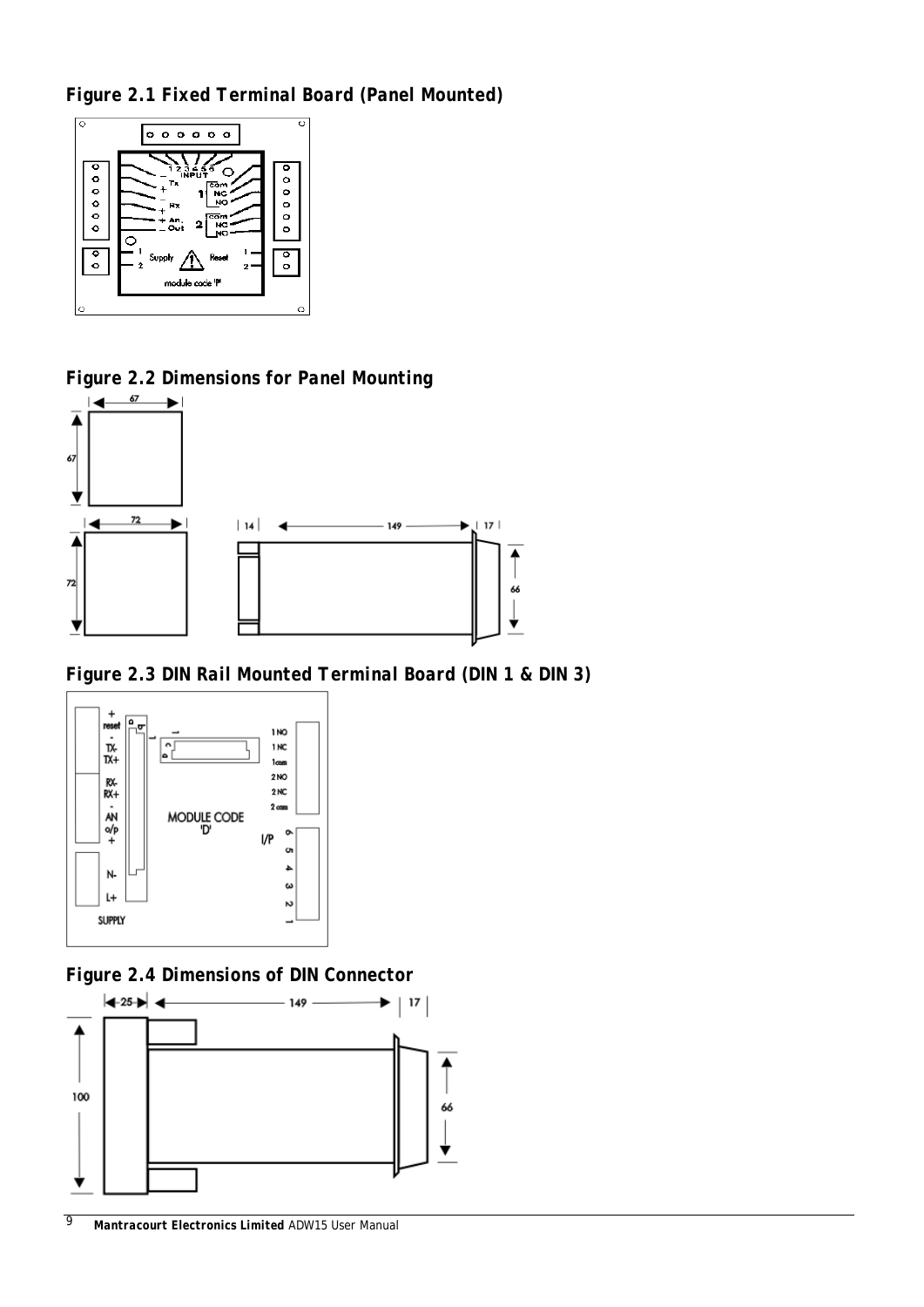**Figure 2.1 Fixed Terminal Board (Panel Mounted)**

**Figure 2.2 Dimensions for Panel Mounting**

**Figure 2.3 DIN Rail Mounted Terminal Board (DIN 1 & DIN 3)**

**Figure 2.4 Dimensions of DIN Connector**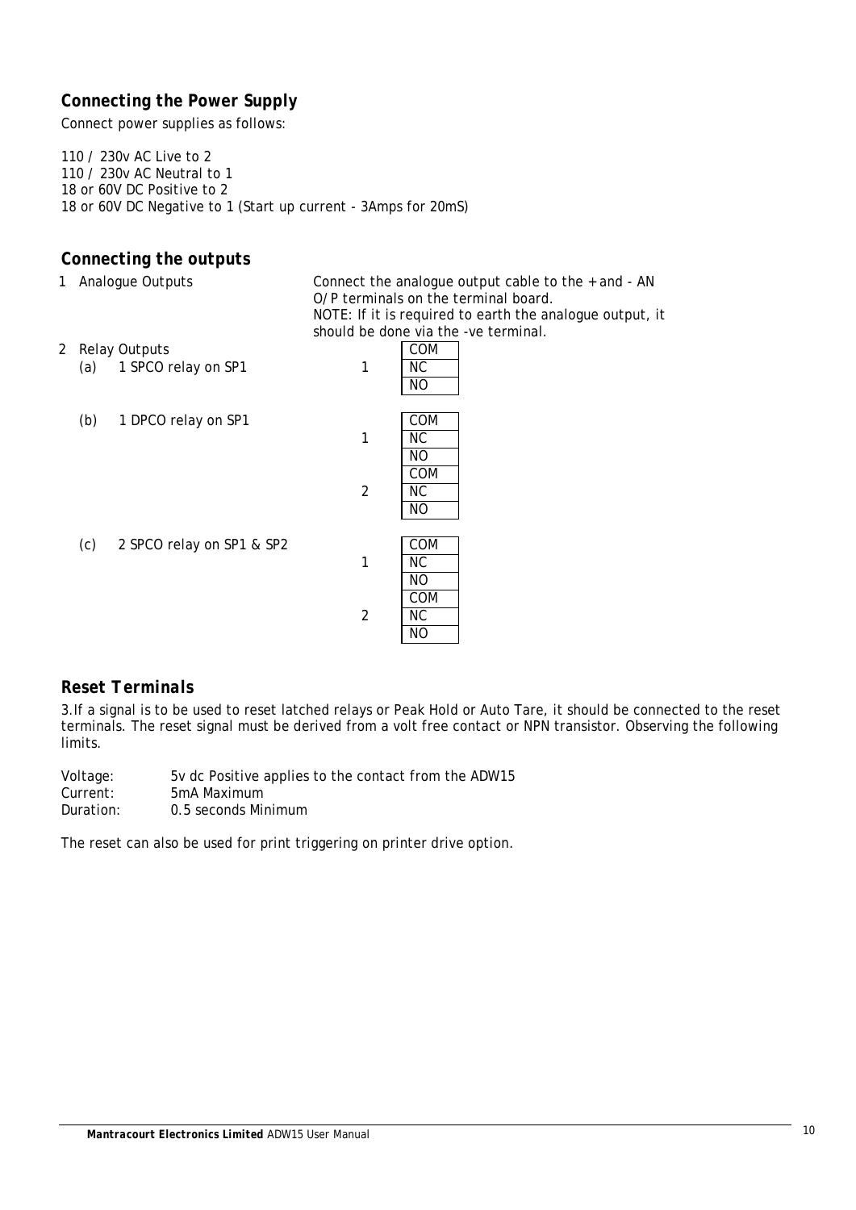### *Connecting the Power Supply*

Connect power supplies as follows:

110 / 230v AC Live to 2
110 / 230v AC Neutral to 1
18 or 60V DC Positive to 2
18 or 60V DC Negative to 1 (Start up current - 3Amps for 20mS)

### *Connecting the outputs*

1 Analogue Outputs

Connect the analogue output cable to the + and - AN O/P terminals on the terminal board.
NOTE: If it is required to earth the analogue output, it should be done via the -ve terminal.

2 Relay Outputs

(a) 1 SPCO relay on SP1

| | |
|---|---|
| | COM |
| 1 | NC |
| | NO |

(b) 1 DPCO relay on SP1

| | |
|---|---|
| | COM |
| 1 | NC |
| | NO |
| | COM |
| 2 | NC |
| | NO |

(c) 2 SPCO relay on SP1 & SP2

| | |
|---|---|
| | COM |
| 1 | NC |
| | NO |
| | COM |
| 2 | NC |
| | NO |

### *Reset Terminals*

3.If a signal is to be used to reset latched relays or Peak Hold or Auto Tare, it should be connected to the reset terminals. The reset signal must be derived from a volt free contact or NPN transistor. Observing the following limits.

Voltage: 5v dc Positive applies to the contact from the ADW15
Current: 5mA Maximum
Duration: 0.5 seconds Minimum

The reset can also be used for print triggering on printer drive option.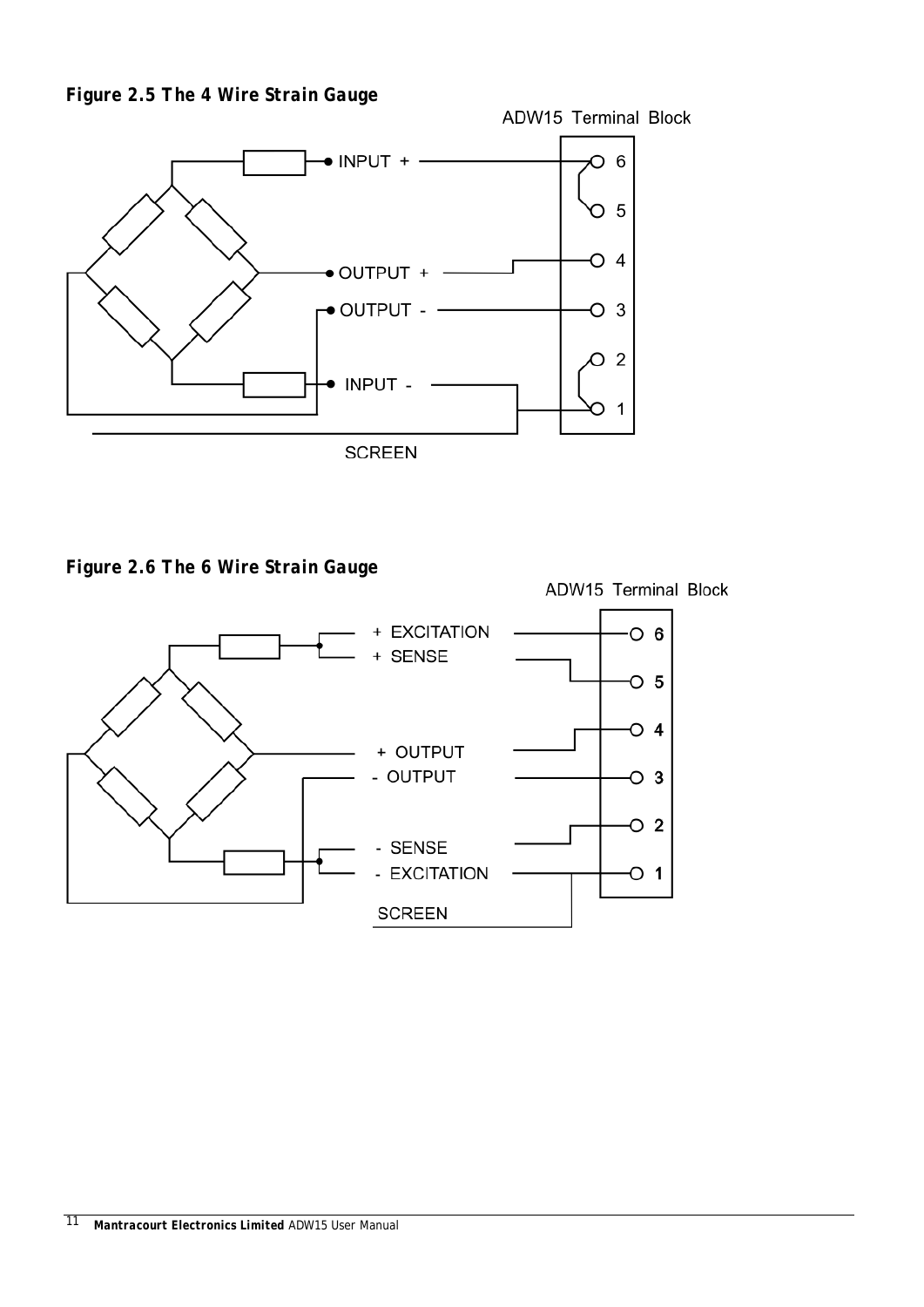***Figure 2.5 The 4 Wire Strain Gauge***

ADW15 Terminal Block

INPUT +

OUTPUT +

OUTPUT -

INPUT -

SCREEN

6

5

4

3

2

1

***Figure 2.6 The 6 Wire Strain Gauge***

ADW15 Terminal Block

+ EXCITATION

+ SENSE

+ OUTPUT

- OUTPUT

- SENSE

- EXCITATION

SCREEN

6

5

4

3

2

1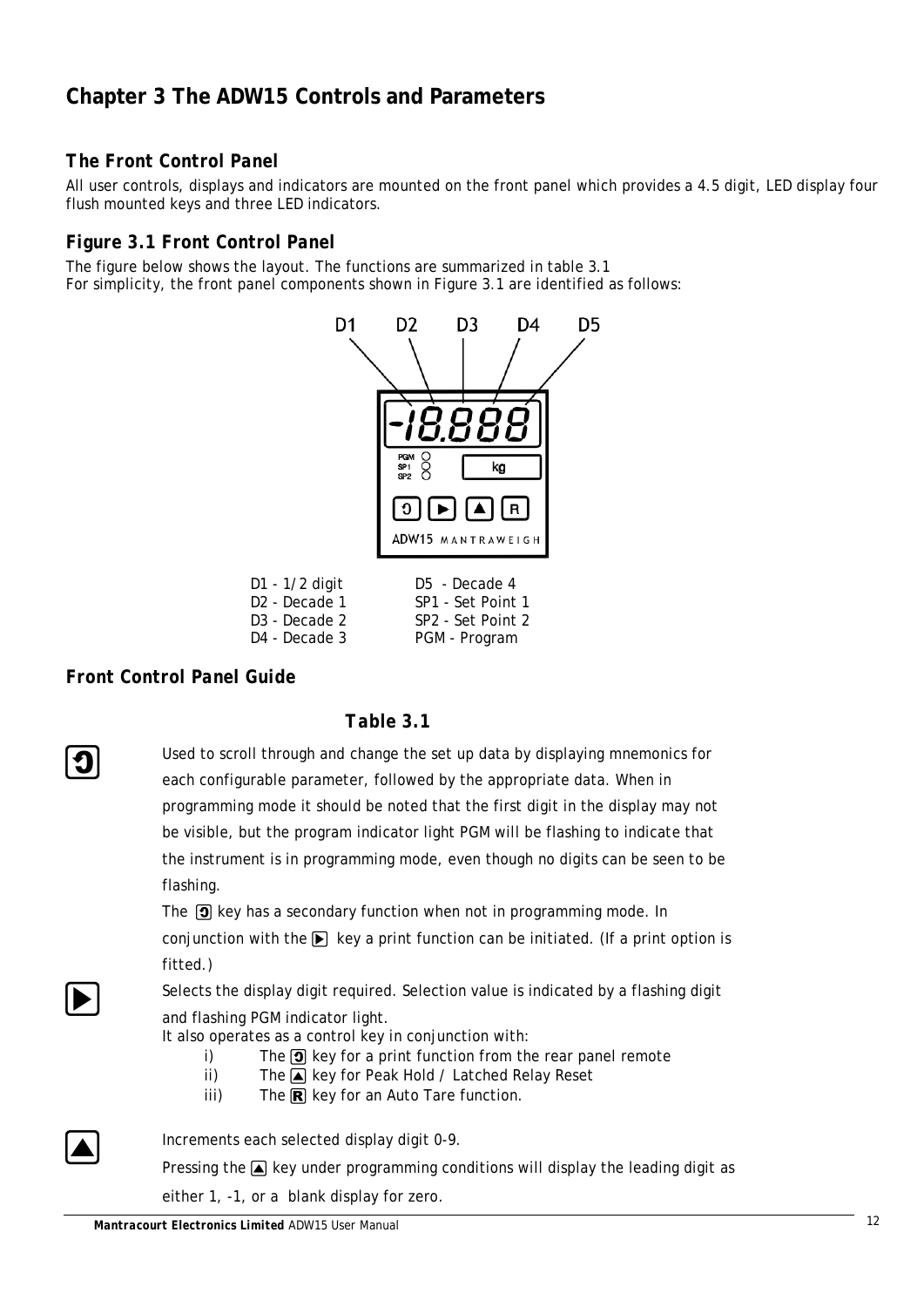# Chapter 3 The ADW15 Controls and Parameters

## The Front Control Panel

All user controls, displays and indicators are mounted on the front panel which provides a 4.5 digit, LED display four flush mounted keys and three LED indicators.

## Figure 3.1 Front Control Panel

The figure below shows the layout. The functions are summarized in table 3.1
For simplicity, the front panel components shown in Figure 3.1 are identified as follows:

| | |
|---|---|
| D1 - 1/2 digit | D5 - Decade 4 |
| D2 - Decade 1 | SP1 - Set Point 1 |
| D3 - Decade 2 | SP2 - Set Point 2 |
| D4 - Decade 3 | PGM - Program |

## Front Control Panel Guide

**Table 3.1**

**[↺]** Used to scroll through and change the set up data by displaying mnemonics for each configurable parameter, followed by the appropriate data. When in programming mode it should be noted that the first digit in the display may not be visible, but the program indicator light PGM will be flashing to indicate that the instrument is in programming mode, even though no digits can be seen to be flashing.

The [↺] key has a secondary function when not in programming mode. In conjunction with the [▶] key a print function can be initiated. (If a print option is fitted.)

**[▶]** Selects the display digit required. Selection value is indicated by a flashing digit and flashing PGM indicator light.
It also operates as a control key in conjunction with:

i) The [↺] key for a print function from the rear panel remote
ii) The [▲] key for Peak Hold / Latched Relay Reset
iii) The [R] key for an Auto Tare function.

**[▲]** Increments each selected display digit 0-9.

Pressing the [▲] key under programming conditions will display the leading digit as either 1, -1, or a blank display for zero.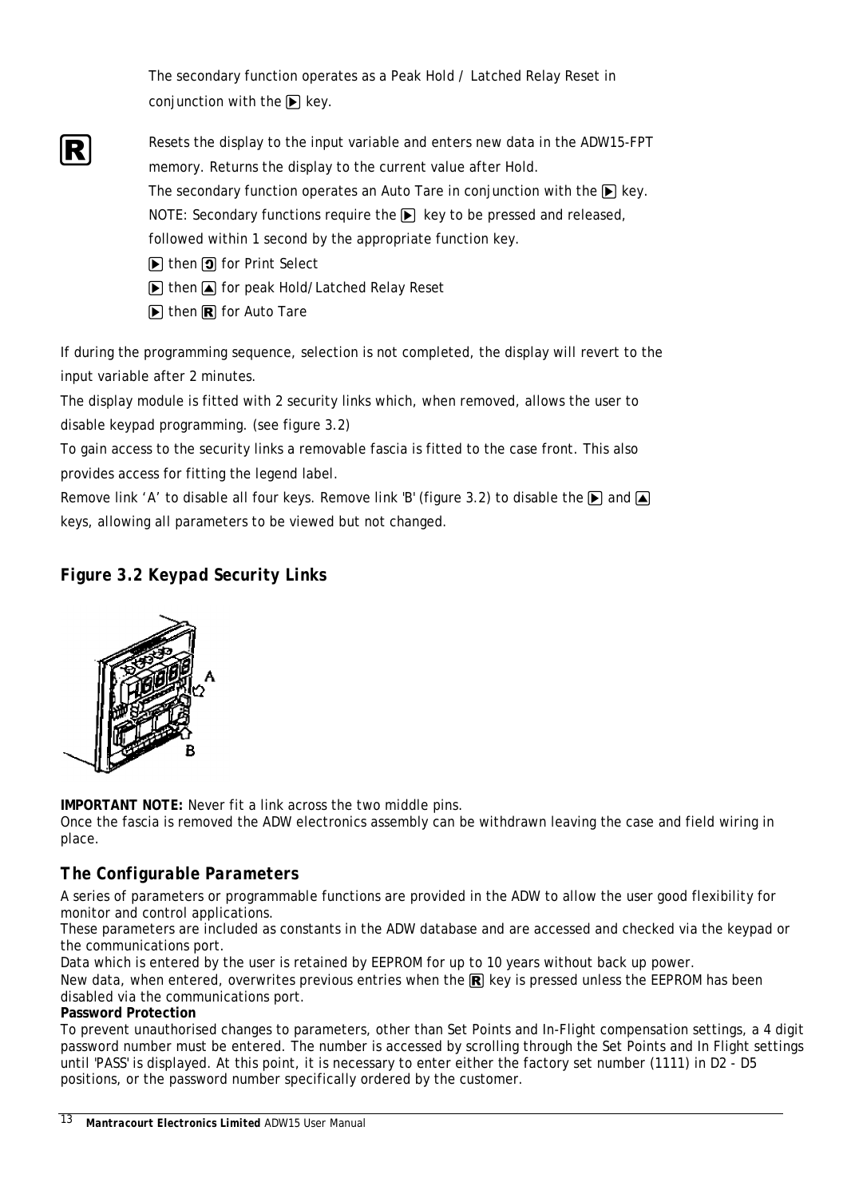The secondary function operates as a Peak Hold / Latched Relay Reset in conjunction with the ▶ key.

**R** Resets the display to the input variable and enters new data in the ADW15-FPT memory. Returns the display to the current value after Hold.
The secondary function operates an Auto Tare in conjunction with the ▶ key.
NOTE: Secondary functions require the ▶ key to be pressed and released, followed within 1 second by the appropriate function key.
▶ then ↻ for Print Select
▶ then ▲ for peak Hold/Latched Relay Reset
▶ then **R** for Auto Tare

If during the programming sequence, selection is not completed, the display will revert to the input variable after 2 minutes.
The display module is fitted with 2 security links which, when removed, allows the user to disable keypad programming. (see figure 3.2)
To gain access to the security links a removable fascia is fitted to the case front. This also provides access for fitting the legend label.
Remove link 'A' to disable all four keys. Remove link 'B' (figure 3.2) to disable the ▶ and ▲ keys, allowing all parameters to be viewed but not changed.

### *Figure 3.2 Keypad Security Links*

**IMPORTANT NOTE:** Never fit a link across the two middle pins.
Once the fascia is removed the ADW electronics assembly can be withdrawn leaving the case and field wiring in place.

## *The Configurable Parameters*

A series of parameters or programmable functions are provided in the ADW to allow the user good flexibility for monitor and control applications.
These parameters are included as constants in the ADW database and are accessed and checked via the keypad or the communications port.
Data which is entered by the user is retained by EEPROM for up to 10 years without back up power.
New data, when entered, overwrites previous entries when the **R** key is pressed unless the EEPROM has been disabled via the communications port.

**Password Protection**

To prevent unauthorised changes to parameters, other than Set Points and In-Flight compensation settings, a 4 digit password number must be entered. The number is accessed by scrolling through the Set Points and In Flight settings until 'PASS' is displayed. At this point, it is necessary to enter either the factory set number (1111) in D2 - D5 positions, or the password number specifically ordered by the customer.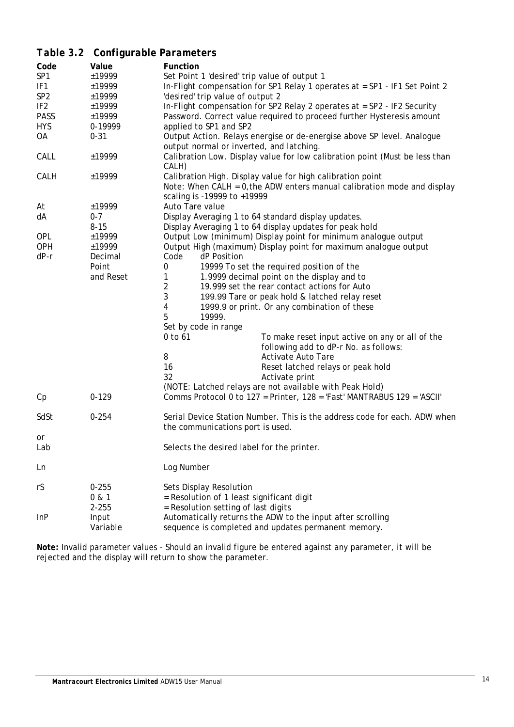## Table 3.2 Configurable Parameters

| Code | Value | Function |
|---|---|---|
| SP1 | ±19999 | Set Point 1 'desired' trip value of output 1 |
| IF1 | ±19999 | In-Flight compensation for SP1 Relay 1 operates at = SP1 - IF1 Set Point 2 |
| SP2 | ±19999 | 'desired' trip value of output 2 |
| IF2 | ±19999 | In-Flight compensation for SP2 Relay 2 operates at = SP2 - IF2 Security |
| PASS | ±19999 | Password. Correct value required to proceed further Hysteresis amount |
| HYS | 0-19999 | applied to SP1 and SP2 |
| OA | 0-31 | Output Action. Relays energise or de-energise above SP level. Analogue output normal or inverted, and latching. |
| CALL | ±19999 | Calibration Low. Display value for low calibration point (Must be less than CALH) |
| CALH | ±19999 | Calibration High. Display value for high calibration point<br>Note: When CALH = 0, the ADW enters manual calibration mode and display scaling is -19999 to +19999 |
| At | ±19999 | Auto Tare value |
| dA | 0-7<br>8-15 | Display Averaging 1 to 64 standard display updates.<br>Display Averaging 1 to 64 display updates for peak hold |
| OPL | ±19999 | Output Low (minimum) Display point for minimum analogue output |
| OPH | ±19999 | Output High (maximum) Display point for maximum analogue output |
| dP-r | Decimal Point and Reset | Code / dP Position:<br>0 — 19999<br>1 — 1.9999<br>2 — 19.999<br>3 — 199.99<br>4 — 1999.9<br>5 — 19999.<br>To set the required position of the decimal point on the display and to set the rear contact actions for Auto Tare or peak hold & latched relay reset or print. Or any combination of these<br>Set by code in range 0 to 61 — To make reset input active on any or all of the following add to dP-r No. as follows:<br>8 — Activate Auto Tare<br>16 — Reset latched relays or peak hold<br>32 — Activate print<br>(NOTE: Latched relays are not available with Peak Hold) |
| Cp | 0-129 | Comms Protocol 0 to 127 = Printer, 128 = 'Fast' MANTRABUS 129 = 'ASCII' |
| SdSt | 0-254 | Serial Device Station Number. This is the address code for each. ADW when the communications port is used. |
| or<br>Lab | | Selects the desired label for the printer. |
| Ln | | Log Number |
| rS | 0-255<br>0 & 1<br>2-255 | Sets Display Resolution<br>= Resolution of 1 least significant digit<br>= Resolution setting of last digits |
| InP | Input Variable | Automatically returns the ADW to the input after scrolling sequence is completed and updates permanent memory. |

**Note:** Invalid parameter values - Should an invalid figure be entered against any parameter, it will be rejected and the display will return to show the parameter.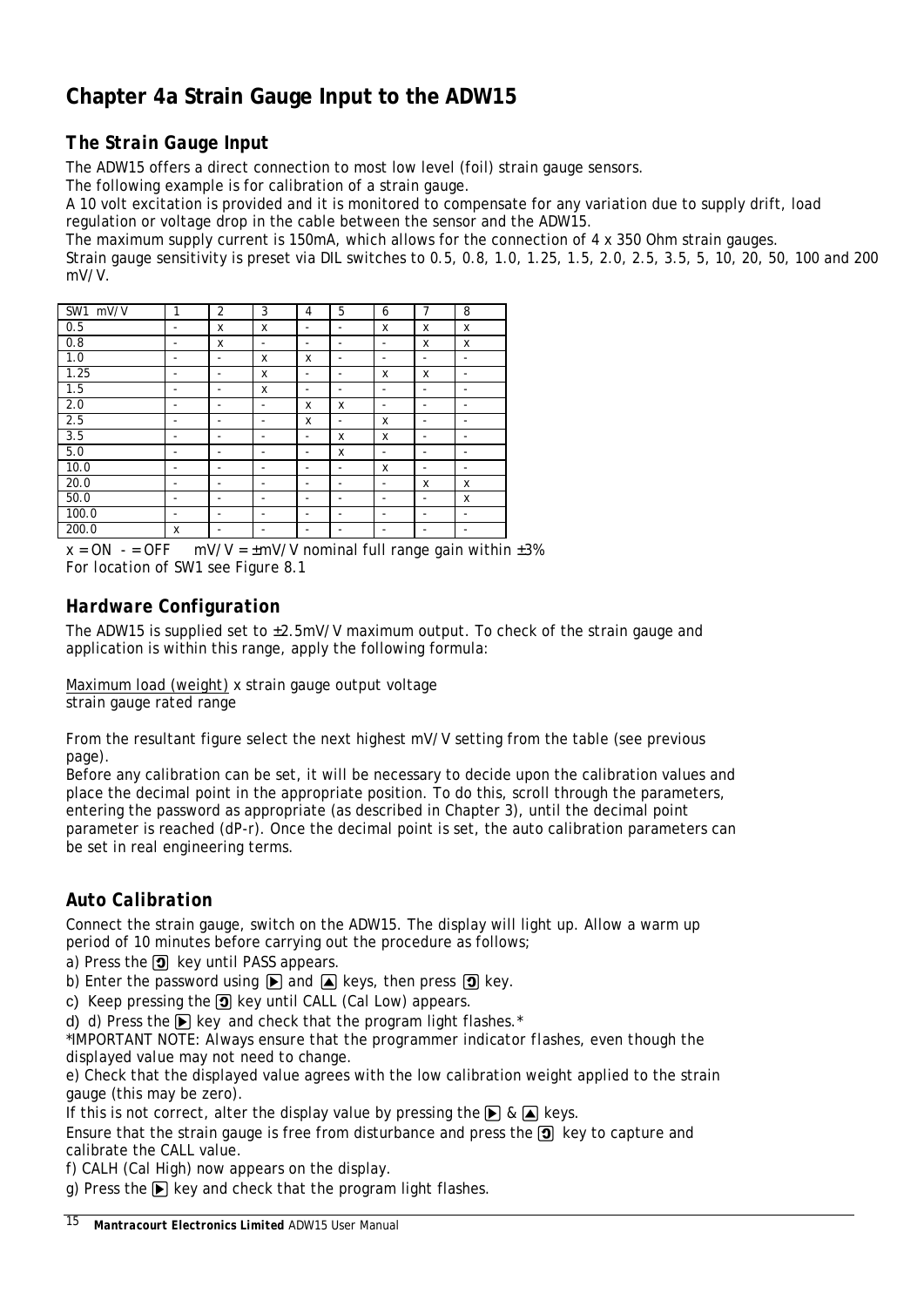# Chapter 4a Strain Gauge Input to the ADW15

## The Strain Gauge Input

The ADW15 offers a direct connection to most low level (foil) strain gauge sensors.
The following example is for calibration of a strain gauge.
A 10 volt excitation is provided and it is monitored to compensate for any variation due to supply drift, load regulation or voltage drop in the cable between the sensor and the ADW15.
The maximum supply current is 150mA, which allows for the connection of 4 x 350 Ohm strain gauges.
Strain gauge sensitivity is preset via DIL switches to 0.5, 0.8, 1.0, 1.25, 1.5, 2.0, 2.5, 3.5, 5, 10, 20, 50, 100 and 200 mV/V.

| SW1 mV/V | 1 | 2 | 3 | 4 | 5 | 6 | 7 | 8 |
|---|---|---|---|---|---|---|---|---|
| 0.5 | - | x | x | - | - | x | x | x |
| 0.8 | - | x | - | - | - | - | x | x |
| 1.0 | - | - | x | x | - | - | - | - |
| 1.25 | - | - | x | - | - | x | x | - |
| 1.5 | - | - | x | - | - | - | - | - |
| 2.0 | - | - | - | x | x | - | - | - |
| 2.5 | - | - | - | x | - | x | - | - |
| 3.5 | - | - | - | - | x | x | - | - |
| 5.0 | - | - | - | - | x | - | - | - |
| 10.0 | - | - | - | - | - | x | - | - |
| 20.0 | - | - | - | - | - | - | x | x |
| 50.0 | - | - | - | - | - | - | - | x |
| 100.0 | - | - | - | - | - | - | - | - |
| 200.0 | x | - | - | - | - | - | - | - |

x = ON - = OFF mV/V = ±mV/V nominal full range gain within ±3%
*For location of SW1 see Figure 8.1*

## Hardware Configuration

The ADW15 is supplied set to ±2.5mV/V maximum output. To check of the strain gauge and application is within this range, apply the following formula:

$$\frac{\text{Maximum load (weight)}}{\text{strain gauge rated range}} \times \text{strain gauge output voltage}$$

From the resultant figure select the next highest mV/V setting from the table (see previous page).
Before any calibration can be set, it will be necessary to decide upon the calibration values and place the decimal point in the appropriate position. To do this, scroll through the parameters, entering the password as appropriate (as described in Chapter 3), until the decimal point parameter is reached (dP-r). Once the decimal point is set, the auto calibration parameters can be set in real engineering terms.

## Auto Calibration

Connect the strain gauge, switch on the ADW15. The display will light up. Allow a warm up period of 10 minutes before carrying out the procedure as follows;

a) Press the ⟲ key until PASS appears.

b) Enter the password using ▶ and ▲ keys, then press ⟲ key.

c) Keep pressing the ⟲ key until CALL (Cal Low) appears.

d) d) Press the ▶ key and check that the program light flashes.*

*IMPORTANT NOTE: Always ensure that the programmer indicator flashes, even though the displayed value may not need to change.*

e) Check that the displayed value agrees with the low calibration weight applied to the strain gauge (this may be zero).

If this is not correct, alter the display value by pressing the ▶ & ▲ keys.

Ensure that the strain gauge is free from disturbance and press the ⟲ key to capture and calibrate the CALL value.

f) CALH (Cal High) now appears on the display.

g) Press the ▶ key and check that the program light flashes.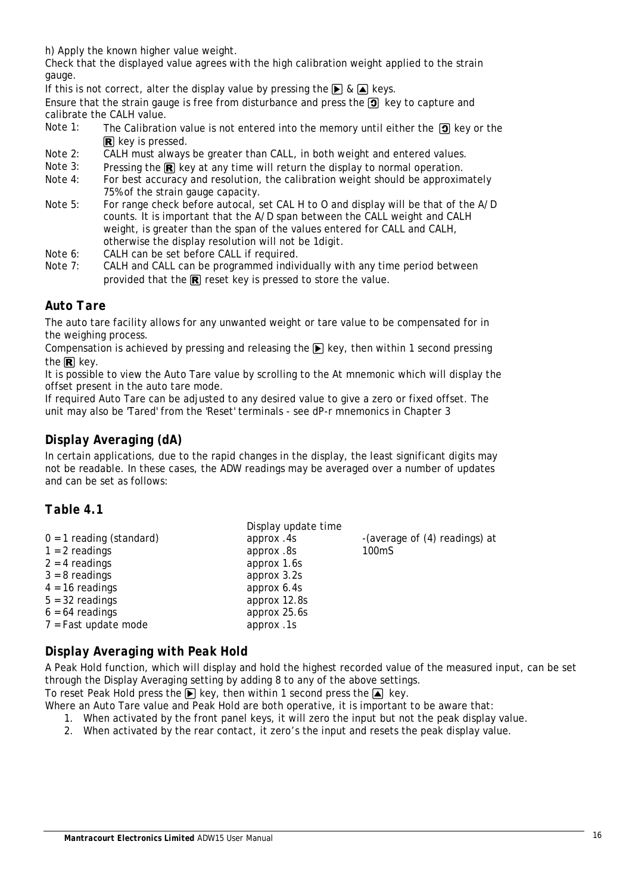h) Apply the known higher value weight.
Check that the displayed value agrees with the high calibration weight applied to the strain gauge.
If this is not correct, alter the display value by pressing the ▶ & ▲ keys.
Ensure that the strain gauge is free from disturbance and press the ⮌ key to capture and calibrate the CALH value.

Note 1: The Calibration value is not entered into the memory until either the ⮌ key or the R key is pressed.
Note 2: CALH must always be greater than CALL, in both weight and entered values.
Note 3: Pressing the R key at any time will return the display to normal operation.
Note 4: For best accuracy and resolution, the calibration weight should be approximately 75% of the strain gauge capacity.
Note 5: For range check before autocal, set CAL H to O and display will be that of the A/D counts. It is important that the A/D span between the CALL weight and CALH weight, is greater than the span of the values entered for CALL and CALH, otherwise the display resolution will not be 1digit.
Note 6: CALH can be set before CALL if required.
Note 7: CALH and CALL can be programmed individually with any time period between provided that the R reset key is pressed to store the value.

## *Auto Tare*

The auto tare facility allows for any unwanted weight or tare value to be compensated for in the weighing process.
Compensation is achieved by pressing and releasing the ▶ key, then within 1 second pressing the R key.
It is possible to view the Auto Tare value by scrolling to the At mnemonic which will display the offset present in the auto tare mode.
If required Auto Tare can be adjusted to any desired value to give a zero or fixed offset. The unit may also be 'Tared' from the 'Reset' terminals - see dP-r mnemonics in Chapter 3

## *Display Averaging (dA)*

In certain applications, due to the rapid changes in the display, the least significant digits may not be readable. In these cases, the ADW readings may be averaged over a number of updates and can be set as follows:

## *Table 4.1*

| | Display update time | |
|---|---|---|
| 0 = 1 reading (standard) | approx .4s | -(average of (4) readings) at 100mS |
| 1 = 2 readings | approx .8s | |
| 2 = 4 readings | approx 1.6s | |
| 3 = 8 readings | approx 3.2s | |
| 4 = 16 readings | approx 6.4s | |
| 5 = 32 readings | approx 12.8s | |
| 6 = 64 readings | approx 25.6s | |
| 7 = Fast update mode | approx .1s | |

## *Display Averaging with Peak Hold*

A Peak Hold function, which will display and hold the highest recorded value of the measured input, can be set through the Display Averaging setting by adding 8 to any of the above settings.
To reset Peak Hold press the ▶ key, then within 1 second press the ▲ key.
Where an Auto Tare value and Peak Hold are both operative, it is important to be aware that:

1. When activated by the front panel keys, it will zero the input but not the peak display value.
2. When activated by the rear contact, it zero's the input and resets the peak display value.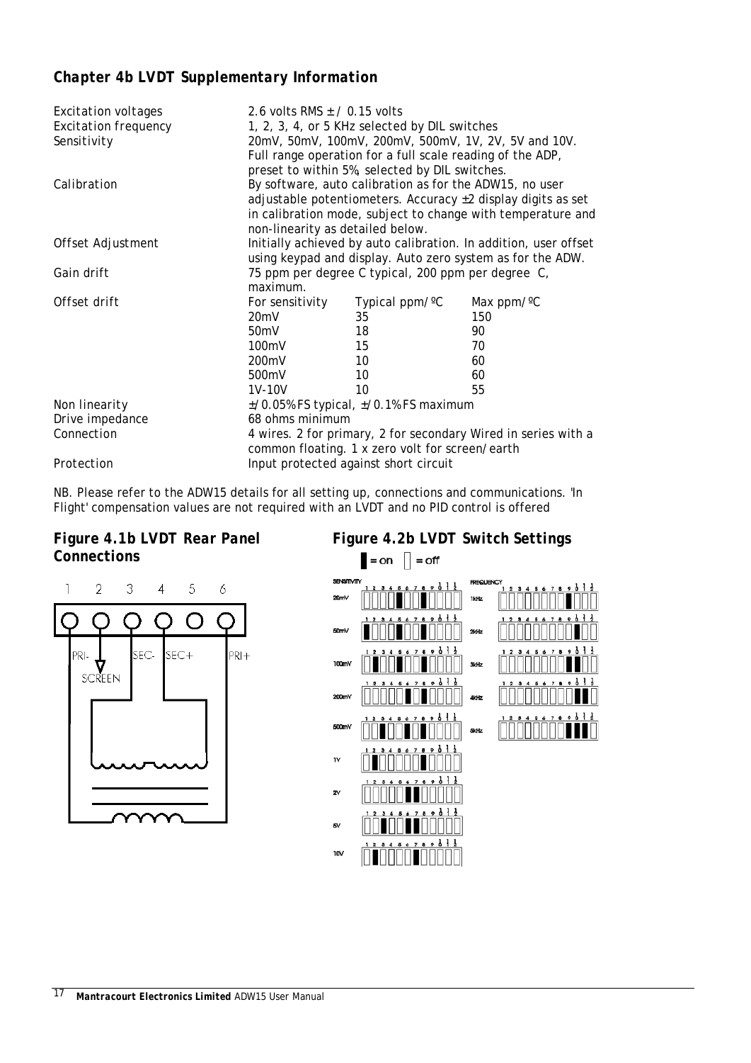## Chapter 4b LVDT Supplementary Information

| | | | |
|---|---|---|---|
| Excitation voltages | 2.6 volts RMS ± / 0.15 volts | | |
| Excitation frequency | 1, 2, 3, 4, or 5 KHz selected by DIL switches | | |
| Sensitivity | 20mV, 50mV, 100mV, 200mV, 500mV, 1V, 2V, 5V and 10V. Full range operation for a full scale reading of the ADP, preset to within 5%, selected by DIL switches. | | |
| Calibration | By software, auto calibration as for the ADW15, no user adjustable potentiometers. Accuracy ±2 display digits as set in calibration mode, subject to change with temperature and non-linearity as detailed below. | | |
| Offset Adjustment | Initially achieved by auto calibration. In addition, user offset using keypad and display. Auto zero system as for the ADW. | | |
| Gain drift | 75 ppm per degree C typical, 200 ppm per degree C, maximum. | | |
| Offset drift | For sensitivity | Typical ppm/ºC | Max ppm/ºC |
| | 20mV | 35 | 150 |
| | 50mV | 18 | 90 |
| | 100mV | 15 | 70 |
| | 200mV | 10 | 60 |
| | 500mV | 10 | 60 |
| | 1V-10V | 10 | 55 |
| Non linearity | ±/0.05% FS typical, ±/0.1% FS maximum | | |
| Drive impedance | 68 ohms minimum | | |
| Connection | 4 wires. 2 for primary, 2 for secondary Wired in series with a common floating. 1 x zero volt for screen/earth | | |
| Protection | Input protected against short circuit | | |

NB. Please refer to the ADW15 details for all setting up, connections and communications. 'In Flight' compensation values are not required with an LVDT and no PID control is offered

### Figure 4.1b LVDT Rear Panel Connections

1 2 3 4 5 6

PRI- SCREEN SEC- SEC+ PRI+

### Figure 4.2b LVDT Switch Settings

█ = on ▯ = off

SENSITIVITY (switches 1–12, on positions):

| Sensitivity | On switches |
|---|---|
| 20mV | 5, 8 |
| 50mV | 1, 5, 8 |
| 100mV | 2, 5, 8 |
| 200mV | 6, 8 |
| 500mV | 2, 3, 5, 8 |
| 1V | 2, 8 |
| 2V | 6, 7, 8 |
| 5V | 3, 6, 7 |
| 10V | 2, 7 |

FREQUENCY (switches 1–12, on positions):

| Frequency | On switches |
|---|---|
| 1kHz | 10 |
| 2kHz | 11 |
| 3kHz | 10, 11 |
| 4kHz | 12 |
| 5kHz | 10, 11, 12 |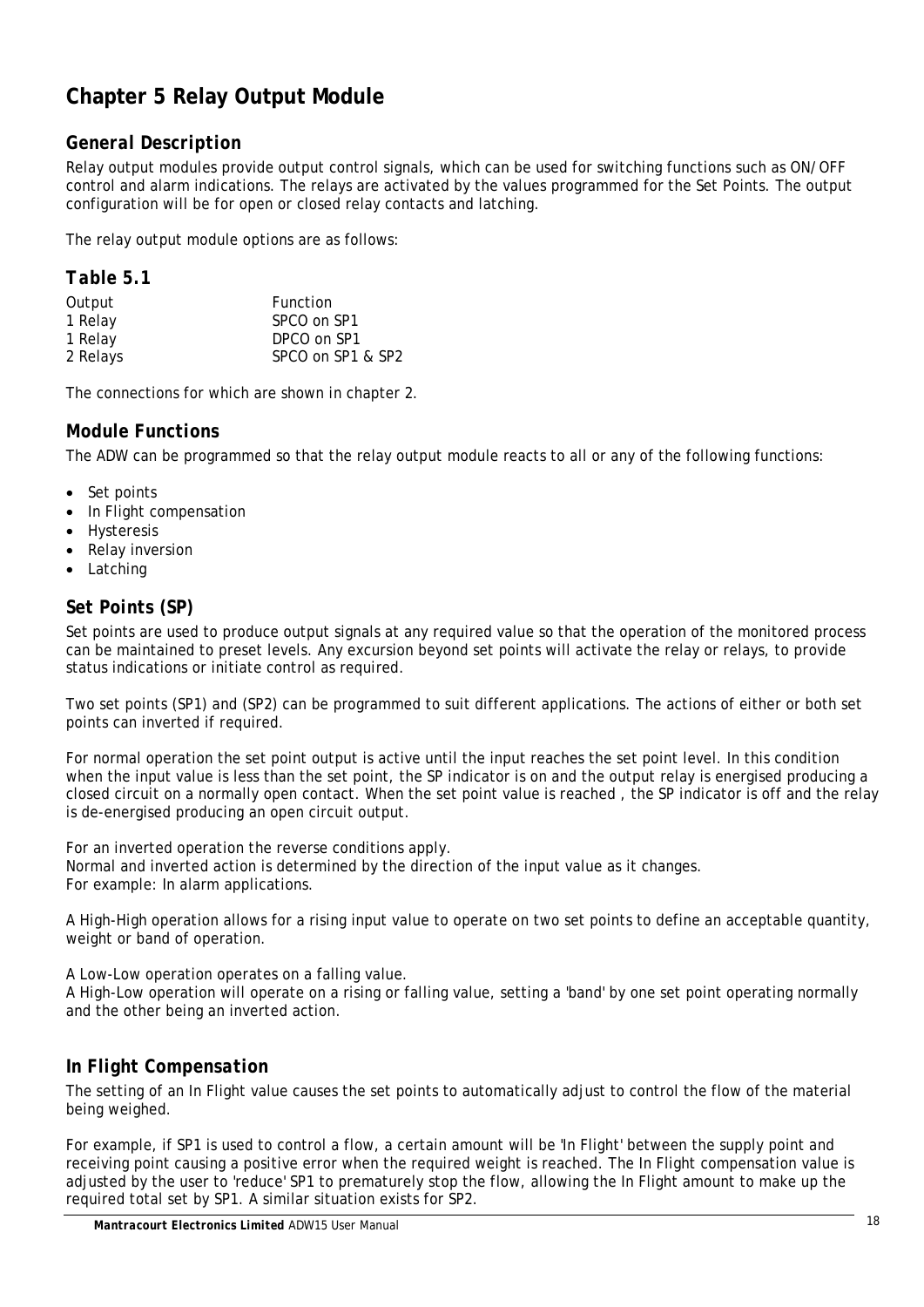# Chapter 5 Relay Output Module

## General Description

Relay output modules provide output control signals, which can be used for switching functions such as ON/OFF control and alarm indications. The relays are activated by the values programmed for the Set Points. The output configuration will be for open or closed relay contacts and latching.

The relay output module options are as follows:

### Table 5.1

| Output | Function |
|---|---|
| 1 Relay | SPCO on SP1 |
| 1 Relay | DPCO on SP1 |
| 2 Relays | SPCO on SP1 & SP2 |

The connections for which are shown in chapter 2.

## Module Functions

The ADW can be programmed so that the relay output module reacts to all or any of the following functions:

- Set points
- In Flight compensation
- Hysteresis
- Relay inversion
- Latching

## Set Points (SP)

Set points are used to produce output signals at any required value so that the operation of the monitored process can be maintained to preset levels. Any excursion beyond set points will activate the relay or relays, to provide status indications or initiate control as required.

Two set points (SP1) and (SP2) can be programmed to suit different applications. The actions of either or both set points can inverted if required.

For normal operation the set point output is active until the input reaches the set point level. In this condition when the input value is less than the set point, the SP indicator is on and the output relay is energised producing a closed circuit on a normally open contact. When the set point value is reached , the SP indicator is off and the relay is de-energised producing an open circuit output.

For an inverted operation the reverse conditions apply.
Normal and inverted action is determined by the direction of the input value as it changes.
For example: In alarm applications.

A High-High operation allows for a rising input value to operate on two set points to define an acceptable quantity, weight or band of operation.

A Low-Low operation operates on a falling value.
A High-Low operation will operate on a rising or falling value, setting a 'band' by one set point operating normally and the other being an inverted action.

## In Flight Compensation

The setting of an In Flight value causes the set points to automatically adjust to control the flow of the material being weighed.

For example, if SP1 is used to control a flow, a certain amount will be 'In Flight' between the supply point and receiving point causing a positive error when the required weight is reached. The In Flight compensation value is adjusted by the user to 'reduce' SP1 to prematurely stop the flow, allowing the In Flight amount to make up the required total set by SP1. A similar situation exists for SP2.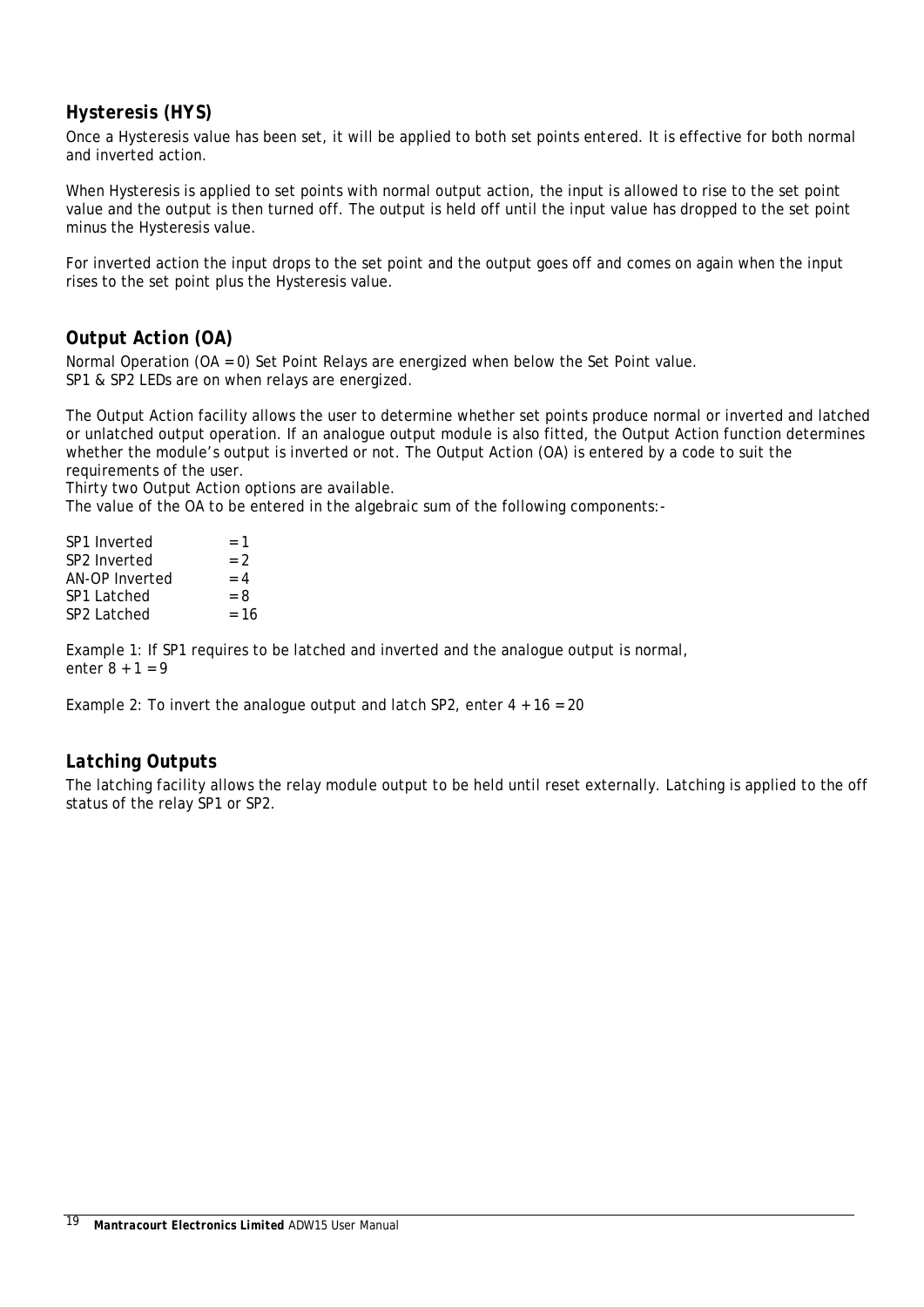## Hysteresis (HYS)

Once a Hysteresis value has been set, it will be applied to both set points entered. It is effective for both normal and inverted action.

When Hysteresis is applied to set points with normal output action, the input is allowed to rise to the set point value and the output is then turned off. The output is held off until the input value has dropped to the set point minus the Hysteresis value.

For inverted action the input drops to the set point and the output goes off and comes on again when the input rises to the set point plus the Hysteresis value.

## Output Action (OA)

Normal Operation (OA = 0) Set Point Relays are energized when below the Set Point value.
SP1 & SP2 LEDs are on when relays are energized.

The Output Action facility allows the user to determine whether set points produce normal or inverted and latched or unlatched output operation. If an analogue output module is also fitted, the Output Action function determines whether the module's output is inverted or not. The Output Action (OA) is entered by a code to suit the requirements of the user.
Thirty two Output Action options are available.
The value of the OA to be entered in the algebraic sum of the following components:-

SP1 Inverted = 1
SP2 Inverted = 2
AN-OP Inverted = 4
SP1 Latched = 8
SP2 Latched = 16

Example 1: If SP1 requires to be latched and inverted and the analogue output is normal,
enter 8 + 1 = 9

Example 2: To invert the analogue output and latch SP2, enter 4 + 16 = 20

## Latching Outputs

The latching facility allows the relay module output to be held until reset externally. Latching is applied to the off status of the relay SP1 or SP2.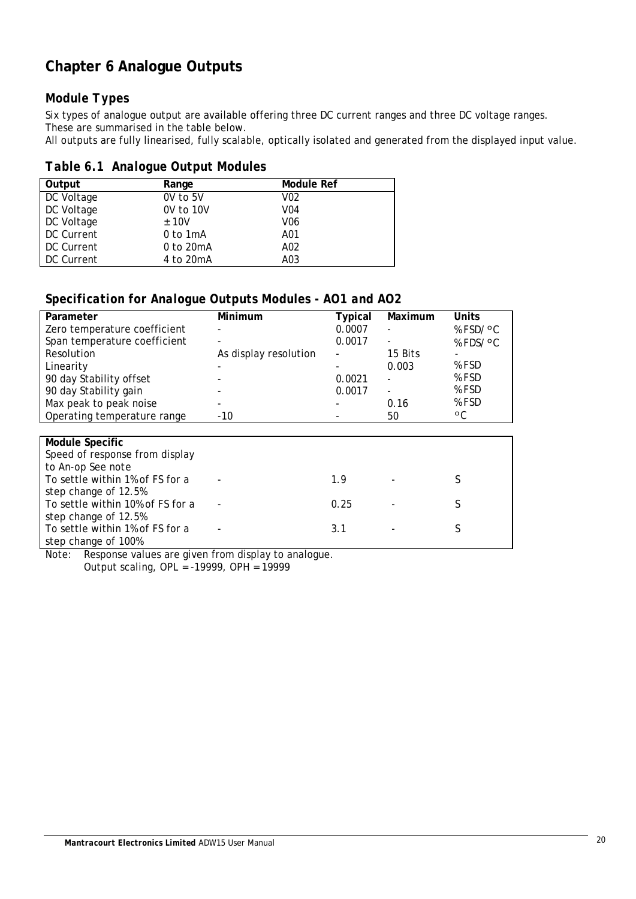# Chapter 6 Analogue Outputs

## Module Types

Six types of analogue output are available offering three DC current ranges and three DC voltage ranges. These are summarised in the table below.
All outputs are fully linearised, fully scalable, optically isolated and generated from the displayed input value.

### Table 6.1 Analogue Output Modules

| Output | Range | Module Ref |
|---|---|---|
| DC Voltage | 0V to 5V | V02 |
| DC Voltage | 0V to 10V | V04 |
| DC Voltage | ± 10V | V06 |
| DC Current | 0 to 1mA | A01 |
| DC Current | 0 to 20mA | A02 |
| DC Current | 4 to 20mA | A03 |

### Specification for Analogue Outputs Modules - AO1 and AO2

| Parameter | Minimum | Typical | Maximum | Units |
|---|---|---|---|---|
| Zero temperature coefficient | - | 0.0007 | - | %FSD/°C |
| Span temperature coefficient | - | 0.0017 | - | %FDS/°C |
| Resolution | As display resolution | - | 15 Bits | - |
| Linearity | - | - | 0.003 | %FSD |
| 90 day Stability offset | - | 0.0021 | - | %FSD |
| 90 day Stability gain | - | 0.0017 | - | %FSD |
| Max peak to peak noise | - | - | 0.16 | %FSD |
| Operating temperature range | -10 | - | 50 | °C |

| Module Specific | | | | |
|---|---|---|---|---|
| Speed of response from display to An-op See note | | | | |
| To settle within 1% of FS for a step change of 12.5% | - | 1.9 | - | S |
| To settle within 10% of FS for a step change of 12.5% | - | 0.25 | - | S |
| To settle within 1% of FS for a step change of 100% | - | 3.1 | - | S |

Note: Response values are given from display to analogue.
Output scaling, OPL = -19999, OPH = 19999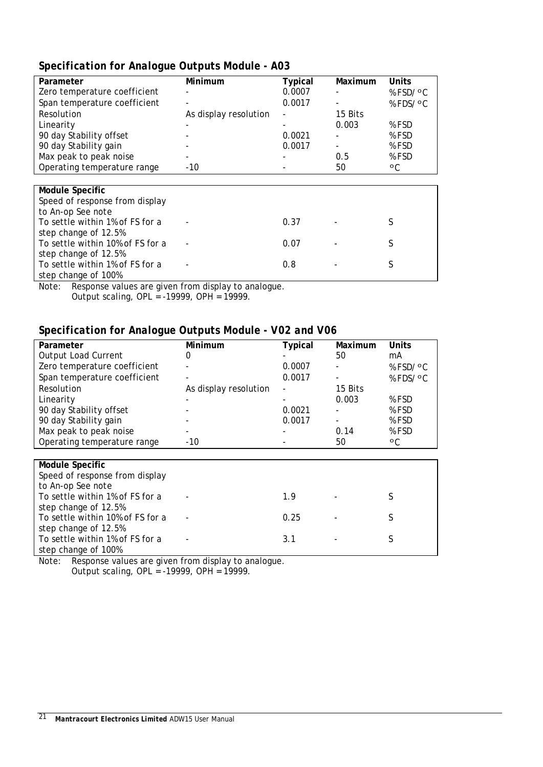## *Specification for Analogue Outputs Module - A03*

| Parameter | Minimum | Typical | Maximum | Units |
|---|---|---|---|---|
| Zero temperature coefficient | - | 0.0007 | - | %FSD/°C |
| Span temperature coefficient | - | 0.0017 | - | %FDS/°C |
| Resolution | As display resolution | - | 15 Bits | |
| Linearity | - | - | 0.003 | %FSD |
| 90 day Stability offset | - | 0.0021 | - | %FSD |
| 90 day Stability gain | - | 0.0017 | - | %FSD |
| Max peak to peak noise | - | - | 0.5 | %FSD |
| Operating temperature range | -10 | - | 50 | °C |

| Module Specific | | | | |
|---|---|---|---|---|
| Speed of response from display to An-op See note | | | | |
| To settle within 1% of FS for a step change of 12.5% | - | 0.37 | - | S |
| To settle within 10% of FS for a step change of 12.5% | - | 0.07 | - | S |
| To settle within 1% of FS for a step change of 100% | - | 0.8 | - | S |

Note: Response values are given from display to analogue.
Output scaling, OPL = -19999, OPH = 19999.

## *Specification for Analogue Outputs Module - V02 and V06*

| Parameter | Minimum | Typical | Maximum | Units |
|---|---|---|---|---|
| Output Load Current | 0 | - | 50 | mA |
| Zero temperature coefficient | - | 0.0007 | - | %FSD/°C |
| Span temperature coefficient | - | 0.0017 | - | %FDS/°C |
| Resolution | As display resolution | - | 15 Bits | |
| Linearity | - | - | 0.003 | %FSD |
| 90 day Stability offset | - | 0.0021 | - | %FSD |
| 90 day Stability gain | - | 0.0017 | - | %FSD |
| Max peak to peak noise | - | - | 0.14 | %FSD |
| Operating temperature range | -10 | - | 50 | °C |

| Module Specific | | | | |
|---|---|---|---|---|
| Speed of response from display to An-op See note | | | | |
| To settle within 1% of FS for a step change of 12.5% | - | 1.9 | - | S |
| To settle within 10% of FS for a step change of 12.5% | - | 0.25 | - | S |
| To settle within 1% of FS for a step change of 100% | - | 3.1 | - | S |

Note: Response values are given from display to analogue.
Output scaling, OPL = -19999, OPH = 19999.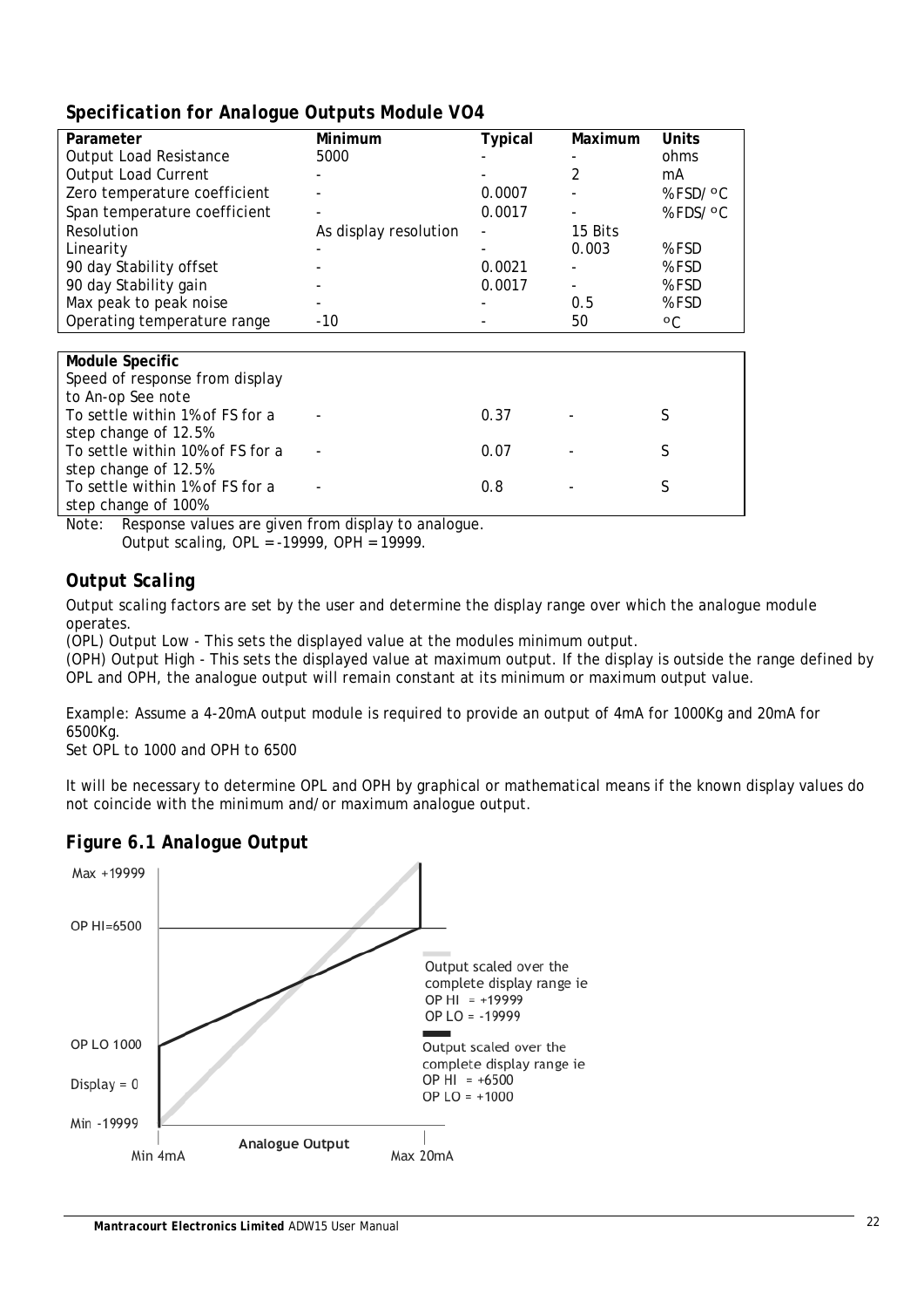### *Specification for Analogue Outputs Module VO4*

| Parameter | Minimum | Typical | Maximum | Units |
|---|---|---|---|---|
| Output Load Resistance | 5000 | - | - | ohms |
| Output Load Current | - | - | 2 | mA |
| Zero temperature coefficient | - | 0.0007 | - | %FSD/°C |
| Span temperature coefficient | - | 0.0017 | - | %FDS/°C |
| Resolution | As display resolution | - | 15 Bits | |
| Linearity | - | - | 0.003 | %FSD |
| 90 day Stability offset | - | 0.0021 | - | %FSD |
| 90 day Stability gain | - | 0.0017 | - | %FSD |
| Max peak to peak noise | - | - | 0.5 | %FSD |
| Operating temperature range | -10 | - | 50 | °C |

| Module Specific | | | | |
|---|---|---|---|---|
| Speed of response from display to An-op See note | | | | |
| To settle within 1% of FS for a step change of 12.5% | - | 0.37 | - | S |
| To settle within 10% of FS for a step change of 12.5% | - | 0.07 | - | S |
| To settle within 1% of FS for a step change of 100% | - | 0.8 | - | S |

Note: Response values are given from display to analogue.
Output scaling, OPL = -19999, OPH = 19999.

### *Output Scaling*

Output scaling factors are set by the user and determine the display range over which the analogue module operates.

(OPL) Output Low - This sets the displayed value at the modules minimum output.

(OPH) Output High - This sets the displayed value at maximum output. If the display is outside the range defined by OPL and OPH, the analogue output will remain constant at its minimum or maximum output value.

Example: Assume a 4-20mA output module is required to provide an output of 4mA for 1000Kg and 20mA for 6500Kg.
Set OPL to 1000 and OPH to 6500

It will be necessary to determine OPL and OPH by graphical or mathematical means if the known display values do not coincide with the minimum and/or maximum analogue output.

### *Figure 6.1 Analogue Output*

Max +19999

OP HI=6500

OP LO 1000

Display = 0

Min -19999

Min 4mA — Analogue Output — Max 20mA

Output scaled over the complete display range ie OP HI = +19999 OP LO = -19999

Output scaled over the complete display range ie OP HI = +6500 OP LO = +1000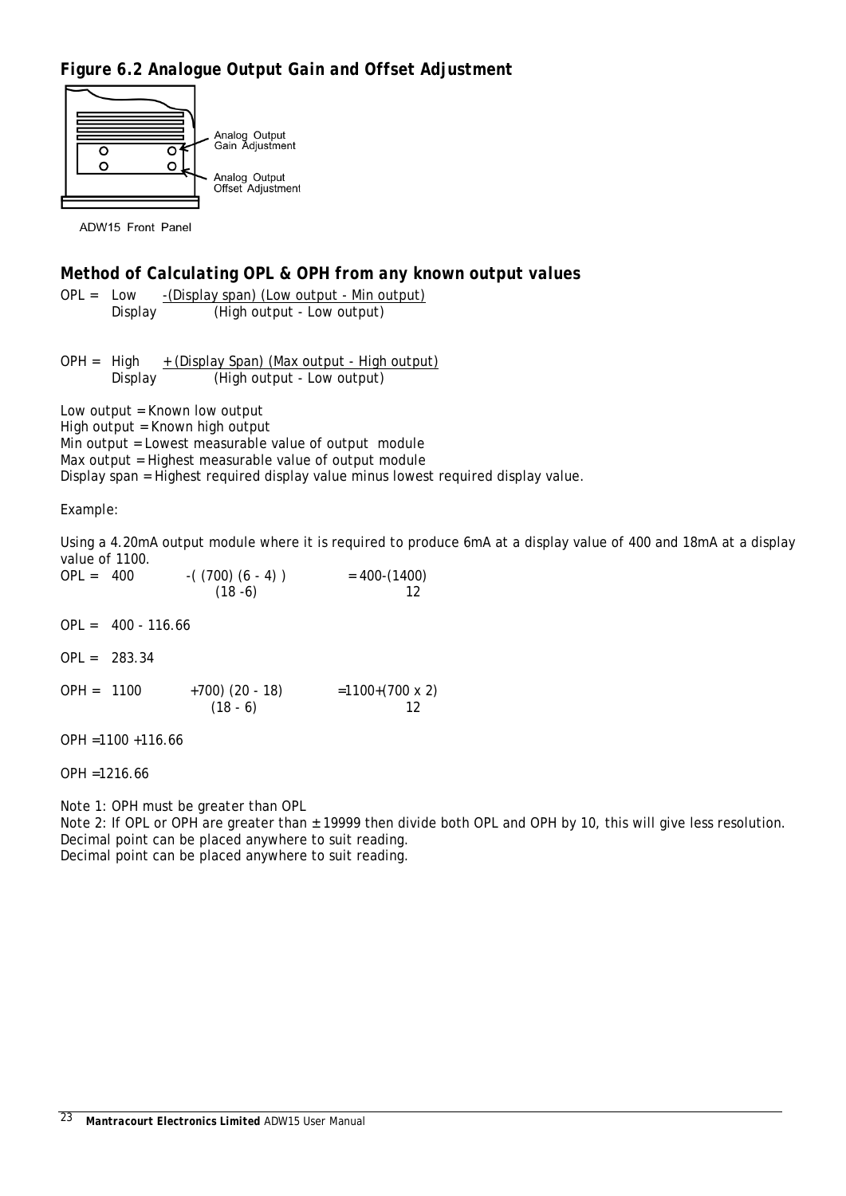### *Figure 6.2 Analogue Output Gain and Offset Adjustment*

Analog Output Gain Adjustment

Analog Output Offset Adjustment

ADW15 Front Panel

### *Method of Calculating OPL & OPH from any known output values*

$$OPL = \text{Low Display} - \frac{(\text{Display span})(\text{Low output} - \text{Min output})}{(\text{High output} - \text{Low output})}$$

$$OPH = \text{High Display} + \frac{(\text{Display Span})(\text{Max output} - \text{High output})}{(\text{High output} - \text{Low output})}$$

Low output = Known low output
High output = Known high output
Min output = Lowest measurable value of output module
Max output = Highest measurable value of output module
Display span = Highest required display value minus lowest required display value.

Example:

Using a 4.20mA output module where it is required to produce 6mA at a display value of 400 and 18mA at a display value of 1100.

$$OPL = 400 - \frac{((700)(6-4))}{(18-6)} = 400 - \frac{(1400)}{12}$$

$OPL = 400 - 116.66$

$OPL = 283.34$

$$OPH = 1100 + \frac{700)(20-18)}{(18-6)} = 1100 + \frac{(700 \times 2)}{12}$$

$OPH = 1100 + 116.66$

$OPH = 1216.66$

Note 1: OPH must be greater than OPL
Note 2: If OPL or OPH are greater than ± 19999 then divide both OPL and OPH by 10, this will give less resolution.
Decimal point can be placed anywhere to suit reading.
Decimal point can be placed anywhere to suit reading.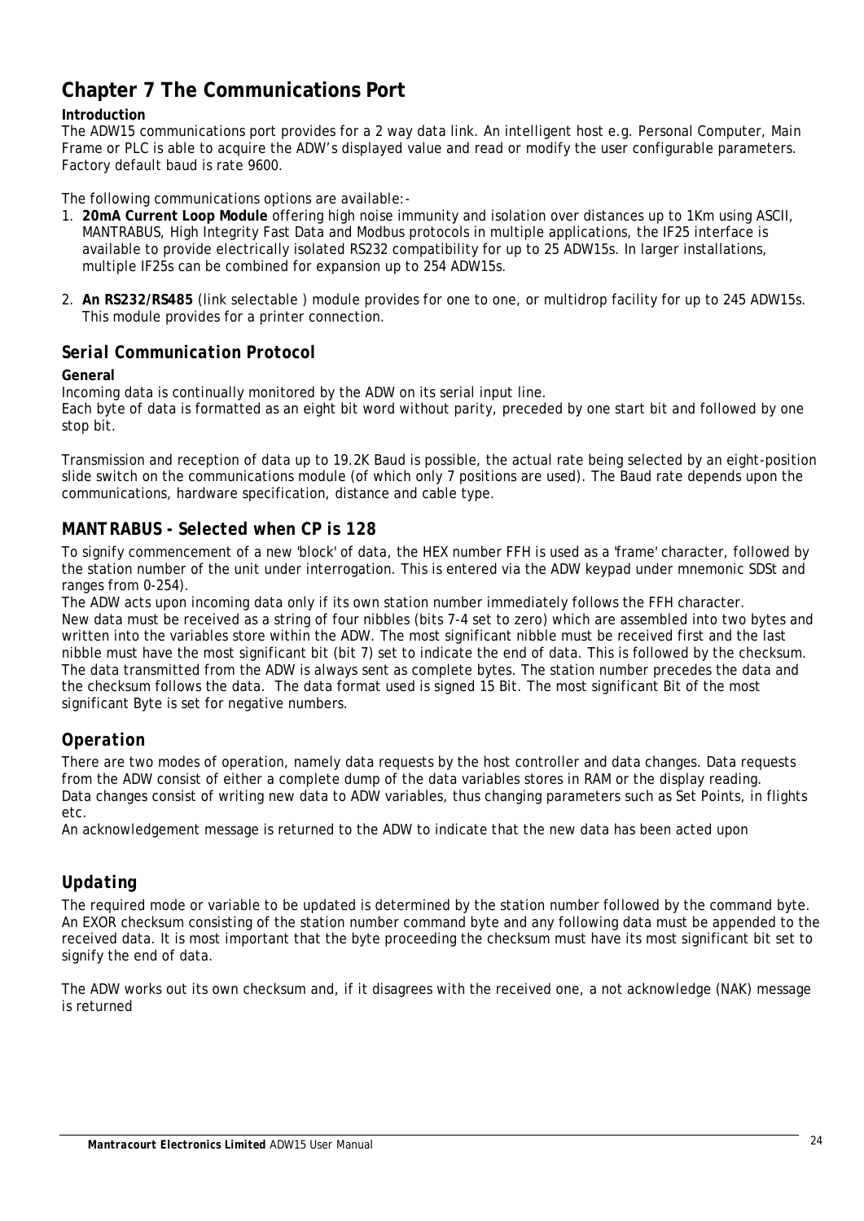# Chapter 7 The Communications Port

**Introduction**

The ADW15 communications port provides for a 2 way data link. An intelligent host e.g. Personal Computer, Main Frame or PLC is able to acquire the ADW's displayed value and read or modify the user configurable parameters. Factory default baud is rate 9600.

The following communications options are available:-

1. **20mA Current Loop Module** offering high noise immunity and isolation over distances up to 1Km using ASCII, MANTRABUS, High Integrity Fast Data and Modbus protocols in multiple applications, the IF25 interface is available to provide electrically isolated RS232 compatibility for up to 25 ADW15s. In larger installations, multiple IF25s can be combined for expansion up to 254 ADW15s.

2. **An RS232/RS485** (link selectable ) module provides for one to one, or multidrop facility for up to 245 ADW15s. This module provides for a printer connection.

## *Serial Communication Protocol*

**General**

Incoming data is continually monitored by the ADW on its serial input line.
Each byte of data is formatted as an eight bit word without parity, preceded by one start bit and followed by one stop bit.

Transmission and reception of data up to 19.2K Baud is possible, the actual rate being selected by an eight-position slide switch on the communications module (of which only 7 positions are used). The Baud rate depends upon the communications, hardware specification, distance and cable type.

## *MANTRABUS - Selected when CP is 128*

To signify commencement of a new 'block' of data, the HEX number FFH is used as a 'frame' character, followed by the station number of the unit under interrogation. This is entered via the ADW keypad under mnemonic SDSt and ranges from 0-254).
The ADW acts upon incoming data only if its own station number immediately follows the FFH character.
New data must be received as a string of four nibbles (bits 7-4 set to zero) which are assembled into two bytes and written into the variables store within the ADW. The most significant nibble must be received first and the last nibble must have the most significant bit (bit 7) set to indicate the end of data. This is followed by the checksum.
The data transmitted from the ADW is always sent as complete bytes. The station number precedes the data and the checksum follows the data. The data format used is signed 15 Bit. The most significant Bit of the most significant Byte is set for negative numbers.

## *Operation*

There are two modes of operation, namely data requests by the host controller and data changes. Data requests from the ADW consist of either a complete dump of the data variables stores in RAM or the display reading.
Data changes consist of writing new data to ADW variables, thus changing parameters such as Set Points, in flights etc.
An acknowledgement message is returned to the ADW to indicate that the new data has been acted upon

## *Updating*

The required mode or variable to be updated is determined by the station number followed by the command byte. An EXOR checksum consisting of the station number command byte and any following data must be appended to the received data. It is most important that the byte proceeding the checksum must have its most significant bit set to signify the end of data.

The ADW works out its own checksum and, if it disagrees with the received one, a not acknowledge (NAK) message is returned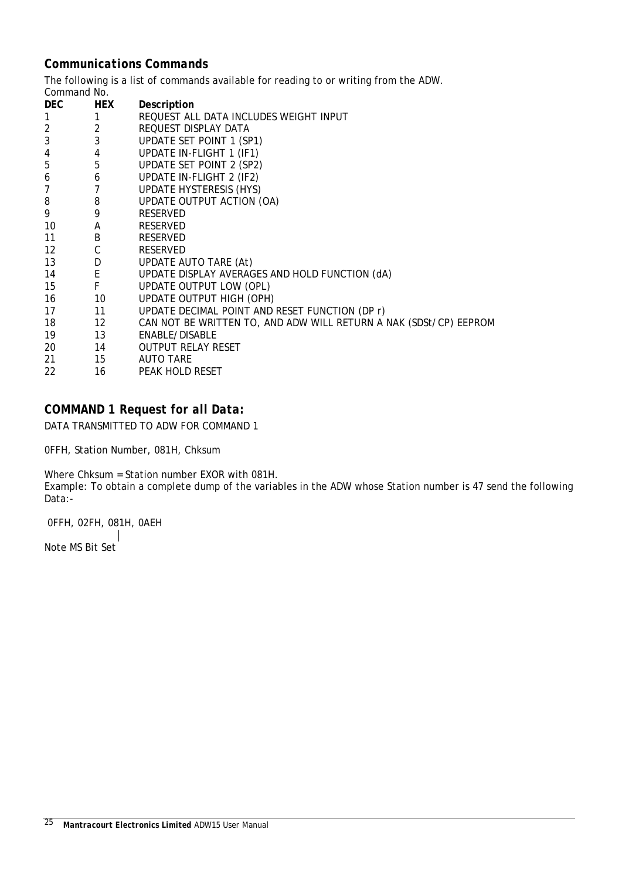## *Communications Commands*

The following is a list of commands available for reading to or writing from the ADW.

Command No.

| DEC | HEX | Description |
|---|---|---|
| 1 | 1 | REQUEST ALL DATA INCLUDES WEIGHT INPUT |
| 2 | 2 | REQUEST DISPLAY DATA |
| 3 | 3 | UPDATE SET POINT 1 (SP1) |
| 4 | 4 | UPDATE IN-FLIGHT 1 (IF1) |
| 5 | 5 | UPDATE SET POINT 2 (SP2) |
| 6 | 6 | UPDATE IN-FLIGHT 2 (IF2) |
| 7 | 7 | UPDATE HYSTERESIS (HYS) |
| 8 | 8 | UPDATE OUTPUT ACTION (OA) |
| 9 | 9 | RESERVED |
| 10 | A | RESERVED |
| 11 | B | RESERVED |
| 12 | C | RESERVED |
| 13 | D | UPDATE AUTO TARE (At) |
| 14 | E | UPDATE DISPLAY AVERAGES AND HOLD FUNCTION (dA) |
| 15 | F | UPDATE OUTPUT LOW (OPL) |
| 16 | 10 | UPDATE OUTPUT HIGH (OPH) |
| 17 | 11 | UPDATE DECIMAL POINT AND RESET FUNCTION (DP r) |
| 18 | 12 | CAN NOT BE WRITTEN TO, AND ADW WILL RETURN A NAK (SDSt/CP) EEPROM |
| 19 | 13 | ENABLE/DISABLE |
| 20 | 14 | OUTPUT RELAY RESET |
| 21 | 15 | AUTO TARE |
| 22 | 16 | PEAK HOLD RESET |

## *COMMAND 1 Request for all Data:*

DATA TRANSMITTED TO ADW FOR COMMAND 1

0FFH, Station Number, 081H, Chksum

Where Chksum = Station number EXOR with 081H.

Example: To obtain a complete dump of the variables in the ADW whose Station number is 47 send the following Data:-

0FFH, 02FH, 081H, 0AEH

Note MS Bit Set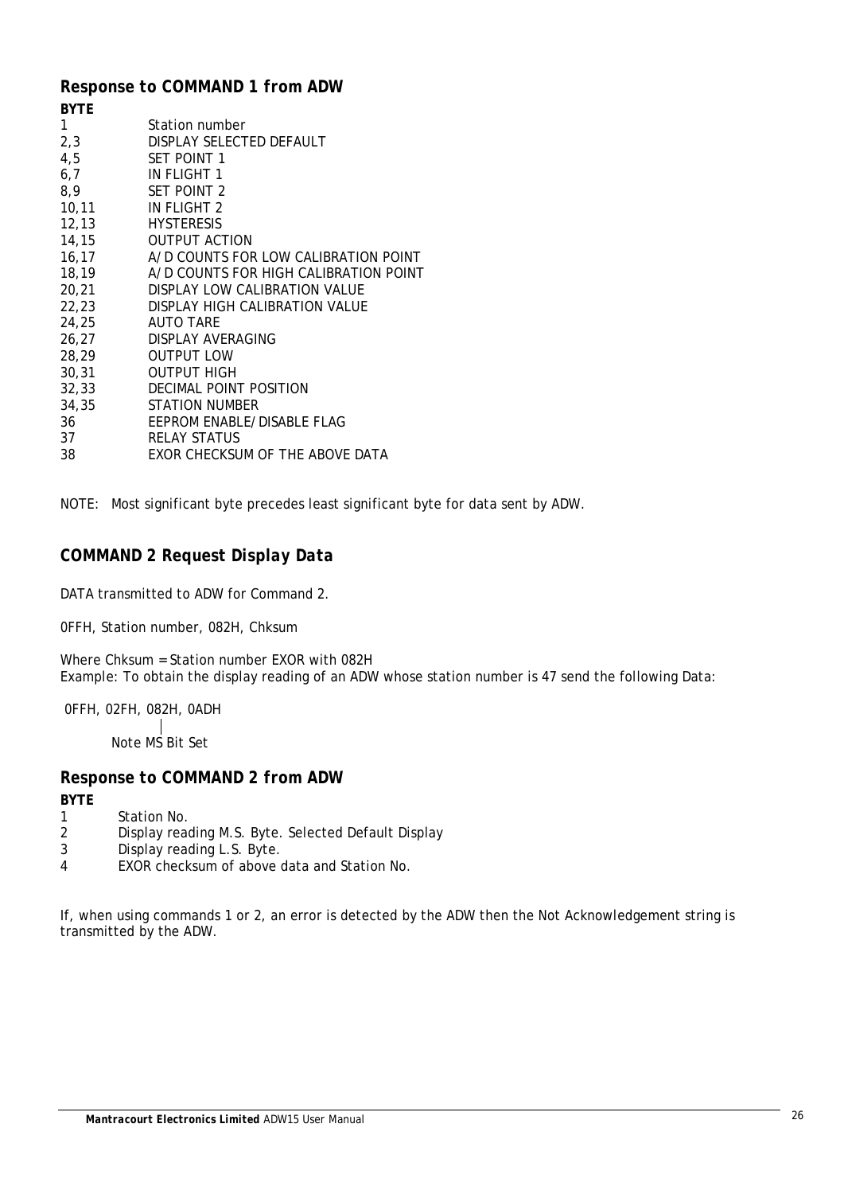### Response to COMMAND 1 from ADW

| BYTE | |
|---|---|
| 1 | Station number |
| 2,3 | DISPLAY SELECTED DEFAULT |
| 4,5 | SET POINT 1 |
| 6,7 | IN FLIGHT 1 |
| 8,9 | SET POINT 2 |
| 10,11 | IN FLIGHT 2 |
| 12,13 | HYSTERESIS |
| 14,15 | OUTPUT ACTION |
| 16,17 | A/D COUNTS FOR LOW CALIBRATION POINT |
| 18,19 | A/D COUNTS FOR HIGH CALIBRATION POINT |
| 20,21 | DISPLAY LOW CALIBRATION VALUE |
| 22,23 | DISPLAY HIGH CALIBRATION VALUE |
| 24,25 | AUTO TARE |
| 26,27 | DISPLAY AVERAGING |
| 28,29 | OUTPUT LOW |
| 30,31 | OUTPUT HIGH |
| 32,33 | DECIMAL POINT POSITION |
| 34,35 | STATION NUMBER |
| 36 | EEPROM ENABLE/DISABLE FLAG |
| 37 | RELAY STATUS |
| 38 | EXOR CHECKSUM OF THE ABOVE DATA |

NOTE: Most significant byte precedes least significant byte for data sent by ADW.

### COMMAND 2 Request Display Data

DATA transmitted to ADW for Command 2.

0FFH, Station number, 082H, Chksum

Where Chksum = Station number EXOR with 082H
Example: To obtain the display reading of an ADW whose station number is 47 send the following Data:

0FFH, 02FH, 082H, 0ADH

Note MS Bit Set

### Response to COMMAND 2 from ADW

| BYTE | |
|---|---|
| 1 | Station No. |
| 2 | Display reading M.S. Byte. Selected Default Display |
| 3 | Display reading L.S. Byte. |
| 4 | EXOR checksum of above data and Station No. |

If, when using commands 1 or 2, an error is detected by the ADW then the Not Acknowledgement string is transmitted by the ADW.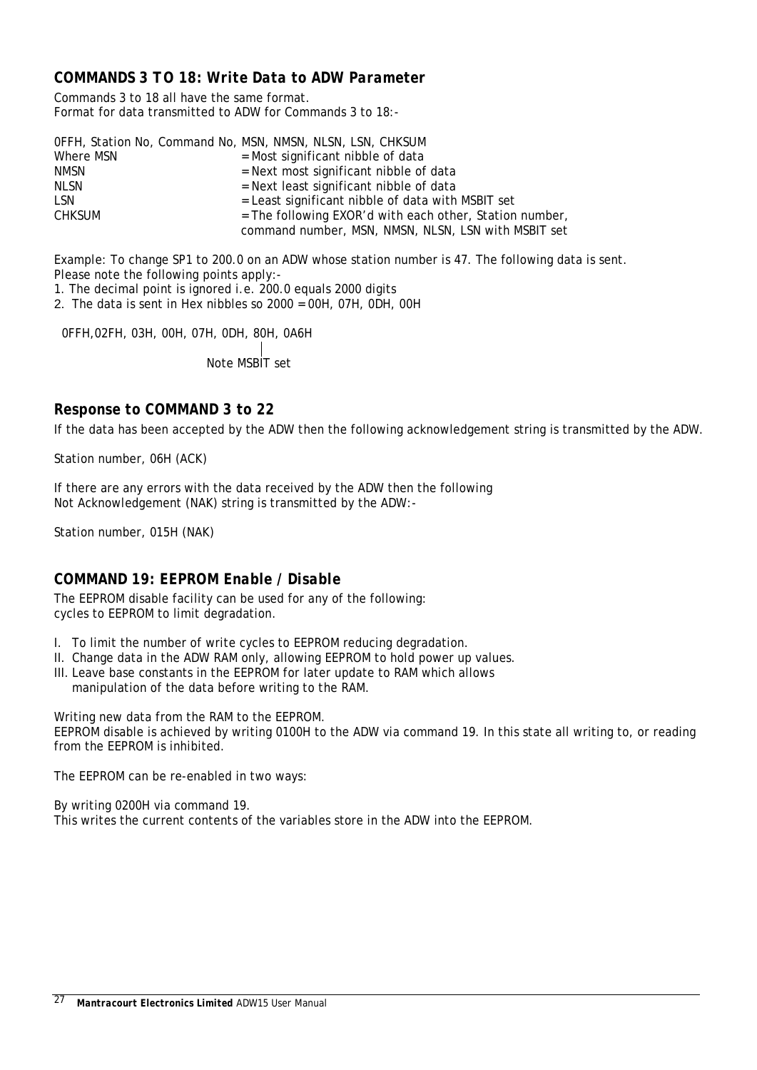## COMMANDS 3 TO 18: Write Data to ADW Parameter

Commands 3 to 18 all have the same format.
Format for data transmitted to ADW for Commands 3 to 18:-

0FFH, Station No, Command No, MSN, NMSN, NLSN, LSN, CHKSUM

| | |
|---|---|
| Where MSN | = Most significant nibble of data |
| NMSN | = Next most significant nibble of data |
| NLSN | = Next least significant nibble of data |
| LSN | = Least significant nibble of data with MSBIT set |
| CHKSUM | = The following EXOR'd with each other, Station number, command number, MSN, NMSN, NLSN, LSN with MSBIT set |

Example: To change SP1 to 200.0 on an ADW whose station number is 47. The following data is sent.
Please note the following points apply:-

1. The decimal point is ignored i.e. 200.0 equals 2000 digits
2. The data is sent in Hex nibbles so 2000 = 00H, 07H, 0DH, 00H

```
0FFH,02FH, 03H, 00H, 07H, 0DH, 80H, 0A6H
                                 |
                          Note MSBIT set
```

## Response to COMMAND 3 to 22

If the data has been accepted by the ADW then the following acknowledgement string is transmitted by the ADW.

Station number, 06H (ACK)

If there are any errors with the data received by the ADW then the following Not Acknowledgement (NAK) string is transmitted by the ADW:-

Station number, 015H (NAK)

## COMMAND 19: EEPROM Enable / Disable

The EEPROM disable facility can be used for any of the following:
cycles to EEPROM to limit degradation.

I. To limit the number of write cycles to EEPROM reducing degradation.
II. Change data in the ADW RAM only, allowing EEPROM to hold power up values.
III. Leave base constants in the EEPROM for later update to RAM which allows manipulation of the data before writing to the RAM.

Writing new data from the RAM to the EEPROM.
EEPROM disable is achieved by writing 0100H to the ADW via command 19. In this state all writing to, or reading from the EEPROM is inhibited.

The EEPROM can be re-enabled in two ways:

By writing 0200H via command 19.
This writes the current contents of the variables store in the ADW into the EEPROM.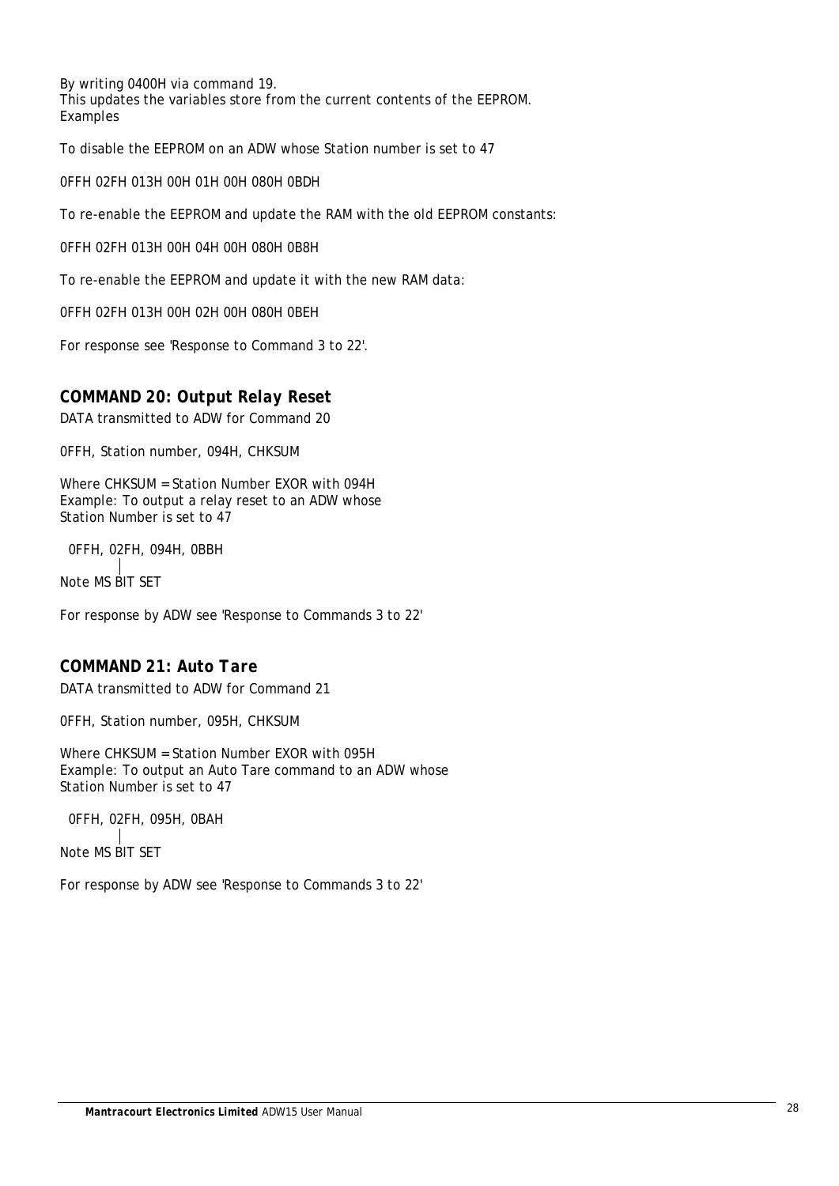By writing 0400H via command 19.
This updates the variables store from the current contents of the EEPROM.
Examples

To disable the EEPROM on an ADW whose Station number is set to 47

0FFH 02FH 013H 00H 01H 00H 080H 0BDH

To re-enable the EEPROM and update the RAM with the old EEPROM constants:

0FFH 02FH 013H 00H 04H 00H 080H 0B8H

To re-enable the EEPROM and update it with the new RAM data:

0FFH 02FH 013H 00H 02H 00H 080H 0BEH

For response see 'Response to Command 3 to 22'.

### *COMMAND 20: Output Relay Reset*

DATA transmitted to ADW for Command 20

0FFH, Station number, 094H, CHKSUM

Where CHKSUM = Station Number EXOR with 094H
Example: To output a relay reset to an ADW whose
Station Number is set to 47

```
  0FFH, 02FH, 094H, 0BBH
          |
Note MS BIT SET
```

For response by ADW see 'Response to Commands 3 to 22'

### *COMMAND 21: Auto Tare*

DATA transmitted to ADW for Command 21

0FFH, Station number, 095H, CHKSUM

Where CHKSUM = Station Number EXOR with 095H
Example: To output an Auto Tare command to an ADW whose
Station Number is set to 47

```
  0FFH, 02FH, 095H, 0BAH
          |
Note MS BIT SET
```

For response by ADW see 'Response to Commands 3 to 22'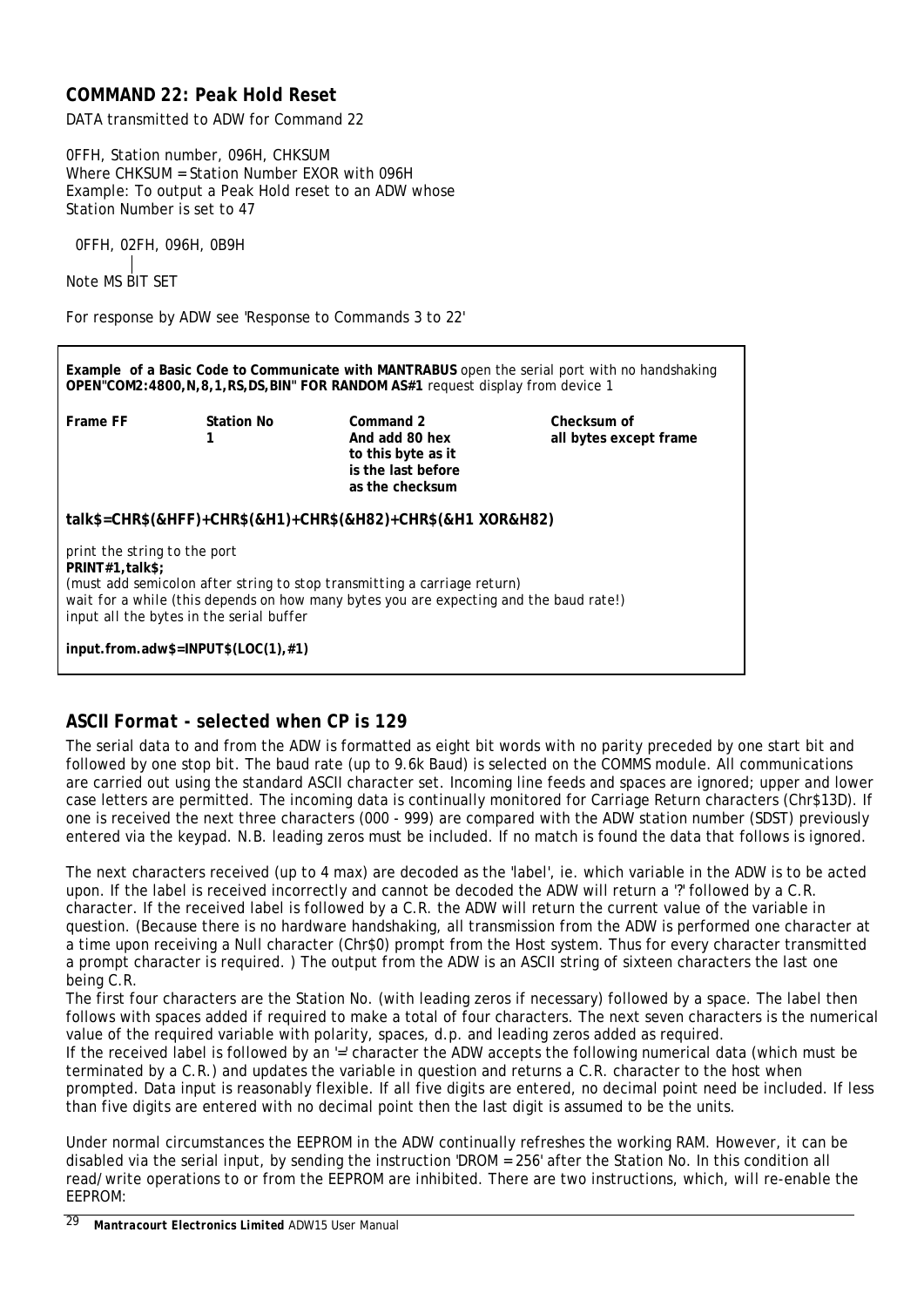### COMMAND 22: Peak Hold Reset

DATA transmitted to ADW for Command 22

0FFH, Station number, 096H, CHKSUM
Where CHKSUM = Station Number EXOR with 096H
Example: To output a Peak Hold reset to an ADW whose Station Number is set to 47

0FFH, 02FH, 096H, 0B9H

Note MS BIT SET

For response by ADW see 'Response to Commands 3 to 22'

---

**Example of a Basic Code to Communicate with MANTRABUS** open the serial port with no handshaking
**OPEN"COM2:4800,N,8,1,RS,DS,BIN" FOR RANDOM AS#1** request display from device 1

| Frame FF | Station No 1 | Command 2 And add 80 hex to this byte as it is the last before as the checksum | Checksum of all bytes except frame |
|---|---|---|---|

**talk$=CHR$(&HFF)+CHR$(&H1)+CHR$(&H82)+CHR$(&H1 XOR&H82)**

print the string to the port
**PRINT#1,talk$;**
(must add semicolon after string to stop transmitting a carriage return)
wait for a while (this depends on how many bytes you are expecting and the baud rate!)
input all the bytes in the serial buffer

**input.from.adw$=INPUT$(LOC(1),#1)**

---

### ASCII Format - selected when CP is 129

The serial data to and from the ADW is formatted as eight bit words with no parity preceded by one start bit and followed by one stop bit. The baud rate (up to 9.6k Baud) is selected on the COMMS module. All communications are carried out using the standard ASCII character set. Incoming line feeds and spaces are ignored; upper and lower case letters are permitted. The incoming data is continually monitored for Carriage Return characters (Chr$13D). If one is received the next three characters (000 - 999) are compared with the ADW station number (SDST) previously entered via the keypad. N.B. leading zeros must be included. If no match is found the data that follows is ignored.

The next characters received (up to 4 max) are decoded as the 'label', ie. which variable in the ADW is to be acted upon. If the label is received incorrectly and cannot be decoded the ADW will return a '?' followed by a C.R. character. If the received label is followed by a C.R. the ADW will return the current value of the variable in question. (Because there is no hardware handshaking, all transmission from the ADW is performed one character at a time upon receiving a Null character (Chr$0) prompt from the Host system. Thus for every character transmitted a prompt character is required. ) The output from the ADW is an ASCII string of sixteen characters the last one being C.R.
The first four characters are the Station No. (with leading zeros if necessary) followed by a space. The label then follows with spaces added if required to make a total of four characters. The next seven characters is the numerical value of the required variable with polarity, spaces, d.p. and leading zeros added as required.
If the received label is followed by an '=' character the ADW accepts the following numerical data (which must be terminated by a C.R.) and updates the variable in question and returns a C.R. character to the host when prompted. Data input is reasonably flexible. If all five digits are entered, no decimal point need be included. If less than five digits are entered with no decimal point then the last digit is assumed to be the units.

Under normal circumstances the EEPROM in the ADW continually refreshes the working RAM. However, it can be disabled via the serial input, by sending the instruction 'DROM = 256' after the Station No. In this condition all read/write operations to or from the EEPROM are inhibited. There are two instructions, which, will re-enable the EEPROM: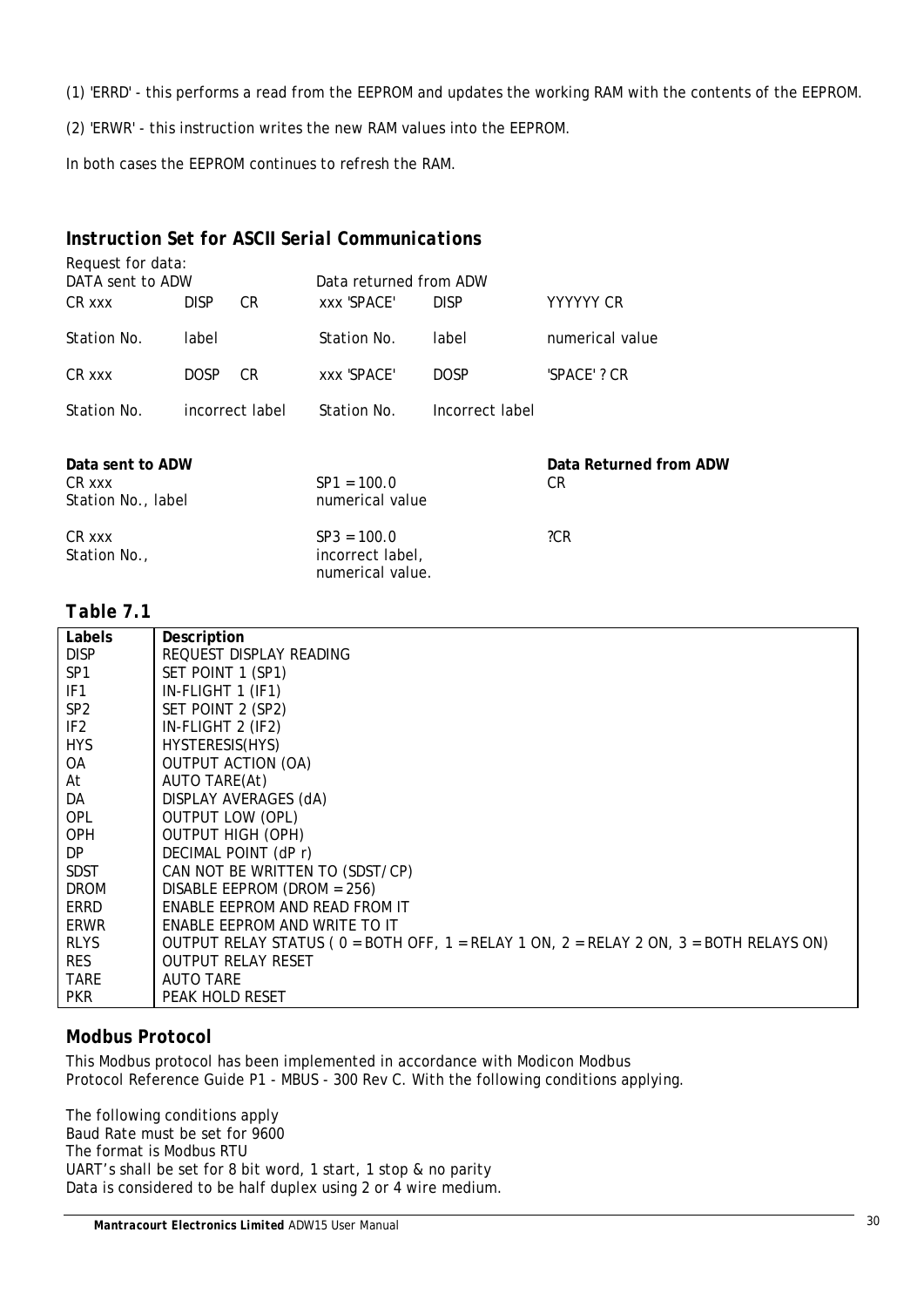(1) 'ERRD' - this performs a read from the EEPROM and updates the working RAM with the contents of the EEPROM.

(2) 'ERWR' - this instruction writes the new RAM values into the EEPROM.

In both cases the EEPROM continues to refresh the RAM.

## *Instruction Set for ASCII Serial Communications*

Request for data:

| DATA sent to ADW | | | Data returned from ADW | | |
|---|---|---|---|---|---|
| CR xxx | DISP | CR | xxx 'SPACE' | DISP | YYYYYY CR |
| Station No. | label | | Station No. | label | numerical value |
| CR xxx | DOSP | CR | xxx 'SPACE' | DOSP | 'SPACE' ? CR |
| Station No. | incorrect label | | Station No. | Incorrect label | |

| **Data sent to ADW** | | **Data Returned from ADW** |
|---|---|---|
| CR xxx<br>Station No., label | SP1 = 100.0<br>numerical value | CR |
| CR xxx<br>Station No., | SP3 = 100.0<br>incorrect label,<br>numerical value. | ?CR |

## *Table 7.1*

| Labels | Description |
|---|---|
| DISP | REQUEST DISPLAY READING |
| SP1 | SET POINT 1 (SP1) |
| IF1 | IN-FLIGHT 1 (IF1) |
| SP2 | SET POINT 2 (SP2) |
| IF2 | IN-FLIGHT 2 (IF2) |
| HYS | HYSTERESIS(HYS) |
| OA | OUTPUT ACTION (OA) |
| At | AUTO TARE(At) |
| DA | DISPLAY AVERAGES (dA) |
| OPL | OUTPUT LOW (OPL) |
| OPH | OUTPUT HIGH (OPH) |
| DP | DECIMAL POINT (dP r) |
| SDST | CAN NOT BE WRITTEN TO (SDST/CP) |
| DROM | DISABLE EEPROM (DROM = 256) |
| ERRD | ENABLE EEPROM AND READ FROM IT |
| ERWR | ENABLE EEPROM AND WRITE TO IT |
| RLYS | OUTPUT RELAY STATUS ( 0 = BOTH OFF, 1 = RELAY 1 ON, 2 = RELAY 2 ON, 3 = BOTH RELAYS ON) |
| RES | OUTPUT RELAY RESET |
| TARE | AUTO TARE |
| PKR | PEAK HOLD RESET |

## Modbus Protocol

This Modbus protocol has been implemented in accordance with Modicon Modbus Protocol Reference Guide P1 - MBUS - 300 Rev C. With the following conditions applying.

The following conditions apply
Baud Rate must be set for 9600
The format is Modbus RTU
UART's shall be set for 8 bit word, 1 start, 1 stop & no parity
Data is considered to be half duplex using 2 or 4 wire medium.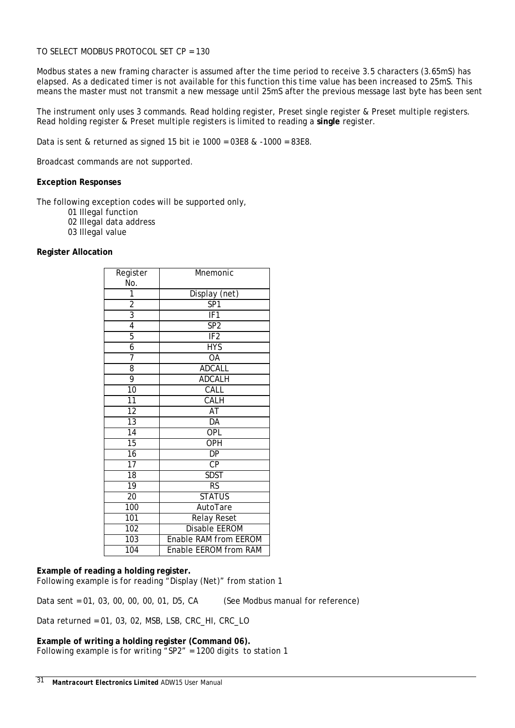TO SELECT MODBUS PROTOCOL SET CP = 130

Modbus states a new framing character is assumed after the time period to receive 3.5 characters (3.65mS) has elapsed. As a dedicated timer is not available for this function this time value has been increased to 25mS. This means the master must not transmit a new message until 25mS after the previous message last byte has been sent

The instrument only uses 3 commands. Read holding register, Preset single register & Preset multiple registers. Read holding register & Preset multiple registers is limited to reading a **single** register.

Data is sent & returned as signed 15 bit ie 1000 = 03E8 & -1000 = 83E8.

Broadcast commands are not supported.

**Exception Responses**

The following exception codes will be supported only,

- 01 Illegal function
- 02 Illegal data address
- 03 Illegal value

**Register Allocation**

| Register No. | Mnemonic |
|---|---|
| 1 | Display (net) |
| 2 | SP1 |
| 3 | IF1 |
| 4 | SP2 |
| 5 | IF2 |
| 6 | HYS |
| 7 | OA |
| 8 | ADCALL |
| 9 | ADCALH |
| 10 | CALL |
| 11 | CALH |
| 12 | AT |
| 13 | DA |
| 14 | OPL |
| 15 | OPH |
| 16 | DP |
| 17 | CP |
| 18 | SDST |
| 19 | RS |
| 20 | STATUS |
| 100 | AutoTare |
| 101 | Relay Reset |
| 102 | Disable EEROM |
| 103 | Enable RAM from EEROM |
| 104 | Enable EEROM from RAM |

**Example of reading a holding register.**
Following example is for reading "Display (Net)" from station 1

Data sent = 01, 03, 00, 00, 00, 01, D5, CA (See Modbus manual for reference)

Data returned = 01, 03, 02, MSB, LSB, CRC_HI, CRC_LO

**Example of writing a holding register (Command 06).**
Following example is for writing "SP2" = 1200 digits to station 1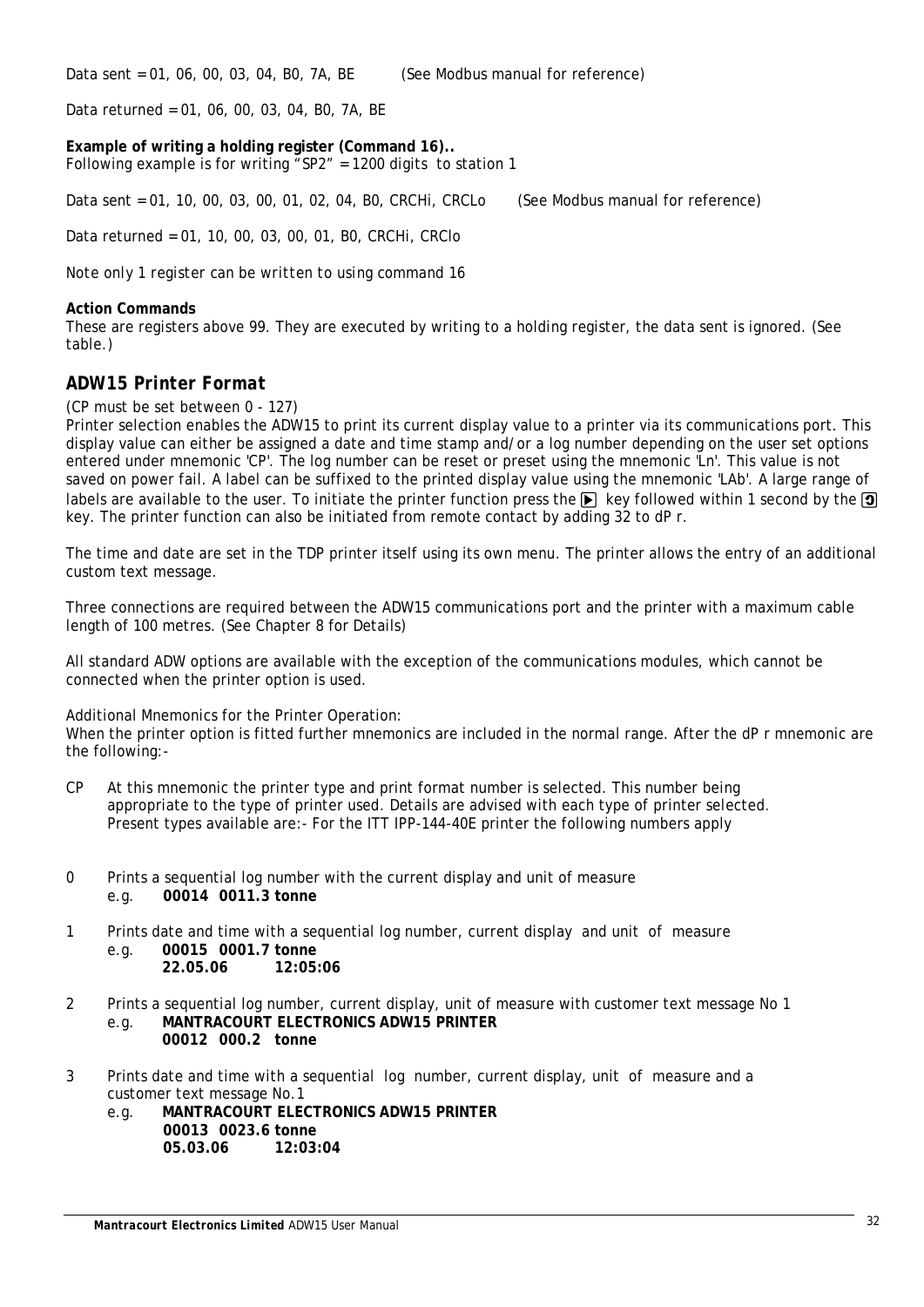Data sent = 01, 06, 00, 03, 04, B0, 7A, BE (See Modbus manual for reference)

Data returned = 01, 06, 00, 03, 04, B0, 7A, BE

**Example of writing a holding register (Command 16)..**
Following example is for writing "SP2" = 1200 digits to station 1

Data sent = 01, 10, 00, 03, 00, 01, 02, 04, B0, CRCHi, CRCLo (See Modbus manual for reference)

Data returned = 01, 10, 00, 03, 00, 01, B0, CRCHi, CRClo

Note only 1 register can be written to using command 16

**Action Commands**
These are registers above 99. They are executed by writing to a holding register, the data sent is ignored. (See table.)

## ADW15 Printer Format

(CP must be set between 0 - 127)
Printer selection enables the ADW15 to print its current display value to a printer via its communications port. This display value can either be assigned a date and time stamp and/or a log number depending on the user set options entered under mnemonic 'CP'. The log number can be reset or preset using the mnemonic 'Ln'. This value is not saved on power fail. A label can be suffixed to the printed display value using the mnemonic 'LAb'. A large range of labels are available to the user. To initiate the printer function press the ▶ key followed within 1 second by the ↺ key. The printer function can also be initiated from remote contact by adding 32 to dP r.

The time and date are set in the TDP printer itself using its own menu. The printer allows the entry of an additional custom text message.

Three connections are required between the ADW15 communications port and the printer with a maximum cable length of 100 metres. (See Chapter 8 for Details)

All standard ADW options are available with the exception of the communications modules, which cannot be connected when the printer option is used.

Additional Mnemonics for the Printer Operation:
When the printer option is fitted further mnemonics are included in the normal range. After the dP r mnemonic are the following:-

CP At this mnemonic the printer type and print format number is selected. This number being appropriate to the type of printer used. Details are advised with each type of printer selected. Present types available are:- For the ITT IPP-144-40E printer the following numbers apply

0 Prints a sequential log number with the current display and unit of measure
e.g. **00014 0011.3 tonne**

1 Prints date and time with a sequential log number, current display and unit of measure
e.g. **00015 0001.7 tonne**
**22.05.06 12:05:06**

2 Prints a sequential log number, current display, unit of measure with customer text message No 1
e.g. **MANTRACOURT ELECTRONICS ADW15 PRINTER**
**00012 000.2 tonne**

3 Prints date and time with a sequential log number, current display, unit of measure and a customer text message No.1
e.g. **MANTRACOURT ELECTRONICS ADW15 PRINTER**
**00013 0023.6 tonne**
**05.03.06 12:03:04**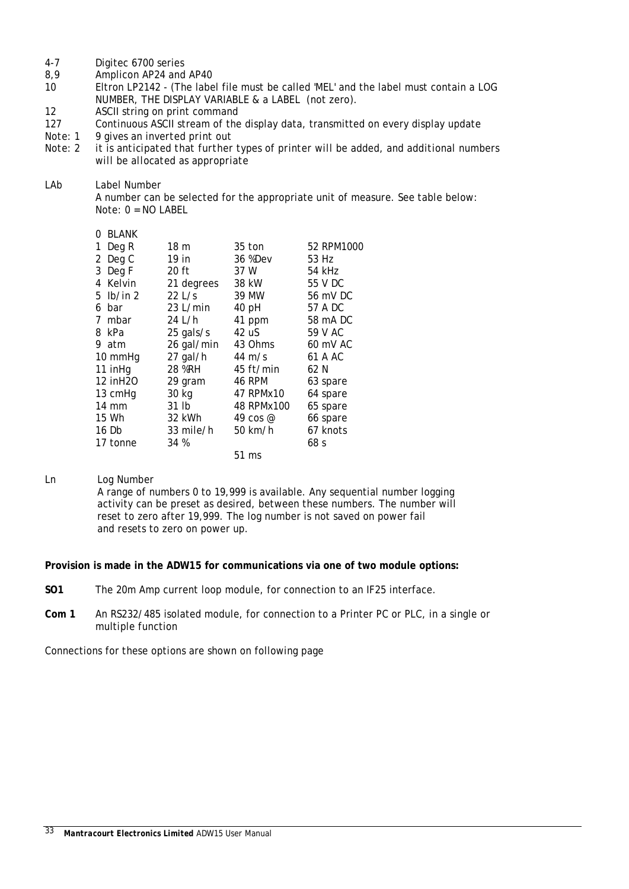| | |
|---|---|
| 4-7 | Digitec 6700 series |
| 8,9 | Amplicon AP24 and AP40 |
| 10 | Eltron LP2142 - (The label file must be called 'MEL' and the label must contain a LOG NUMBER, THE DISPLAY VARIABLE & a LABEL (not zero). |
| 12 | ASCII string on print command |
| 127 | Continuous ASCII stream of the display data, transmitted on every display update |
| Note: 1 | 9 gives an inverted print out |
| Note: 2 | it is anticipated that further types of printer will be added, and additional numbers will be allocated as appropriate |

LAb Label Number

A number can be selected for the appropriate unit of measure. See table below:
Note: 0 = NO LABEL

| | | | |
|---|---|---|---|
| 0 BLANK | | | |
| 1 Deg R | 18 m | 35 ton | 52 RPM1000 |
| 2 Deg C | 19 in | 36 %Dev | 53 Hz |
| 3 Deg F | 20 ft | 37 W | 54 kHz |
| 4 Kelvin | 21 degrees | 38 kW | 55 V DC |
| 5 lb/in 2 | 22 L/s | 39 MW | 56 mV DC |
| 6 bar | 23 L/min | 40 pH | 57 A DC |
| 7 mbar | 24 L/h | 41 ppm | 58 mA DC |
| 8 kPa | 25 gals/s | 42 uS | 59 V AC |
| 9 atm | 26 gal/min | 43 Ohms | 60 mV AC |
| 10 mmHg | 27 gal/h | 44 m/s | 61 A AC |
| 11 inHg | 28 %RH | 45 ft/min | 62 N |
| 12 inH2O | 29 gram | 46 RPM | 63 spare |
| 13 cmHg | 30 kg | 47 RPMx10 | 64 spare |
| 14 mm | 31 lb | 48 RPMx100 | 65 spare |
| 15 Wh | 32 kWh | 49 cos @ | 66 spare |
| 16 Db | 33 mile/h | 50 km/h | 67 knots |
| 17 tonne | 34 % | | 68 s |
| | | 51 ms | |

Ln Log Number

A range of numbers 0 to 19,999 is available. Any sequential number logging activity can be preset as desired, between these numbers. The number will reset to zero after 19,999. The log number is not saved on power fail and resets to zero on power up.

**Provision is made in the ADW15 for communications via one of two module options:**

**SO1** The 20m Amp current loop module, for connection to an IF25 interface.

**Com 1** An RS232/485 isolated module, for connection to a Printer PC or PLC, in a single or multiple function

Connections for these options are shown on following page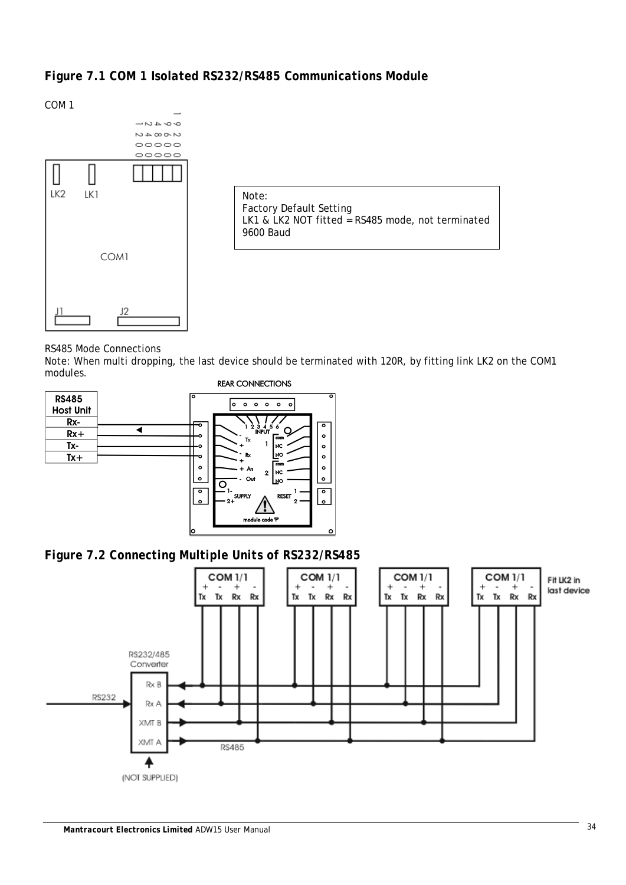## *Figure 7.1 COM 1 Isolated RS232/RS485 Communications Module*

COM 1

Note:
Factory Default Setting
LK1 & LK2 NOT fitted = RS485 mode, not terminated
9600 Baud

RS485 Mode Connections

Note: When multi dropping, the last device should be terminated with 120R, by fitting link LK2 on the COM1 modules.

## *Figure 7.2 Connecting Multiple Units of RS232/RS485*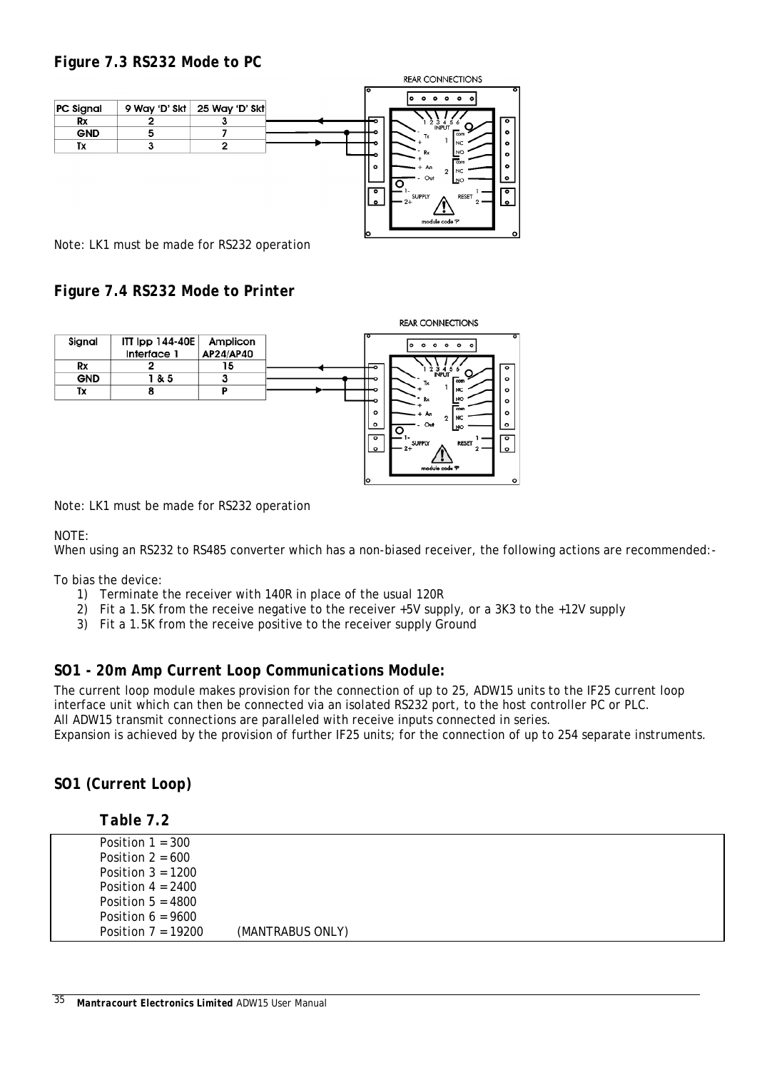### Figure 7.3 RS232 Mode to PC

| PC Signal | 9 Way 'D' Skt | 25 Way 'D' Skt |
|---|---|---|
| Rx | 2 | 3 |
| GND | 5 | 7 |
| Tx | 3 | 2 |

Note: LK1 must be made for RS232 operation

### Figure 7.4 RS232 Mode to Printer

| Signal | ITT Ipp 144-40E Interface 1 | Amplicon AP24/AP40 |
|---|---|---|
| Rx | 2 | 15 |
| GND | 1 & 5 | 3 |
| Tx | 8 | P |

Note: LK1 must be made for RS232 operation

NOTE:
When using an RS232 to RS485 converter which has a non-biased receiver, the following actions are recommended:-

To bias the device:

1) Terminate the receiver with 140R in place of the usual 120R
2) Fit a 1.5K from the receive negative to the receiver +5V supply, or a 3K3 to the +12V supply
3) Fit a 1.5K from the receive positive to the receiver supply Ground

### SO1 - 20m Amp Current Loop Communications Module:

The current loop module makes provision for the connection of up to 25, ADW15 units to the IF25 current loop interface unit which can then be connected via an isolated RS232 port, to the host controller PC or PLC.
All ADW15 transmit connections are paralleled with receive inputs connected in series.
Expansion is achieved by the provision of further IF25 units; for the connection of up to 254 separate instruments.

### SO1 (Current Loop)

#### Table 7.2

Position 1 = 300
Position 2 = 600
Position 3 = 1200
Position 4 = 2400
Position 5 = 4800
Position 6 = 9600
Position 7 = 19200 (MANTRABUS ONLY)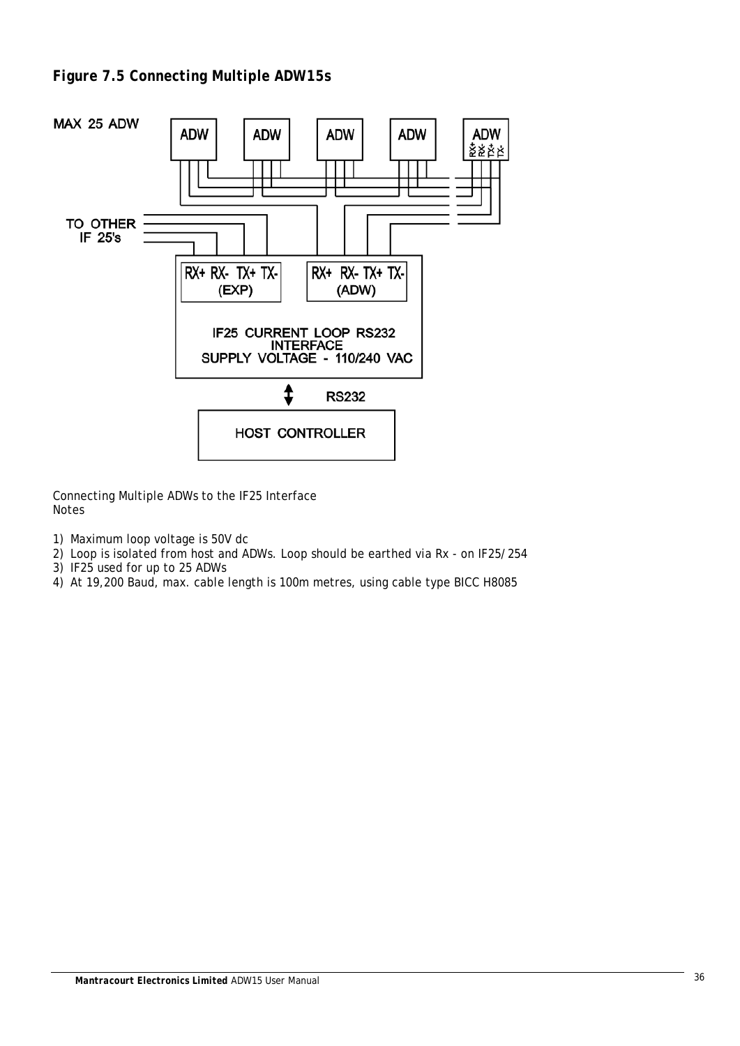### Figure 7.5 Connecting Multiple ADW15s

MAX 25 ADW

ADW ADW ADW ADW ADW RX+ RX- TX+ TX-

TO OTHER IF 25's

RX+ RX- TX+ TX- (EXP)

RX+ RX- TX+ TX- (ADW)

IF25 CURRENT LOOP RS232 INTERFACE SUPPLY VOLTAGE - 110/240 VAC

RS232

HOST CONTROLLER

*Connecting Multiple ADWs to the IF25 Interface*
Notes

1) Maximum loop voltage is 50V dc
2) Loop is isolated from host and ADWs. Loop should be earthed via Rx - on IF25/254
3) IF25 used for up to 25 ADWs
4) At 19,200 Baud, max. cable length is 100m metres, using cable type BICC H8085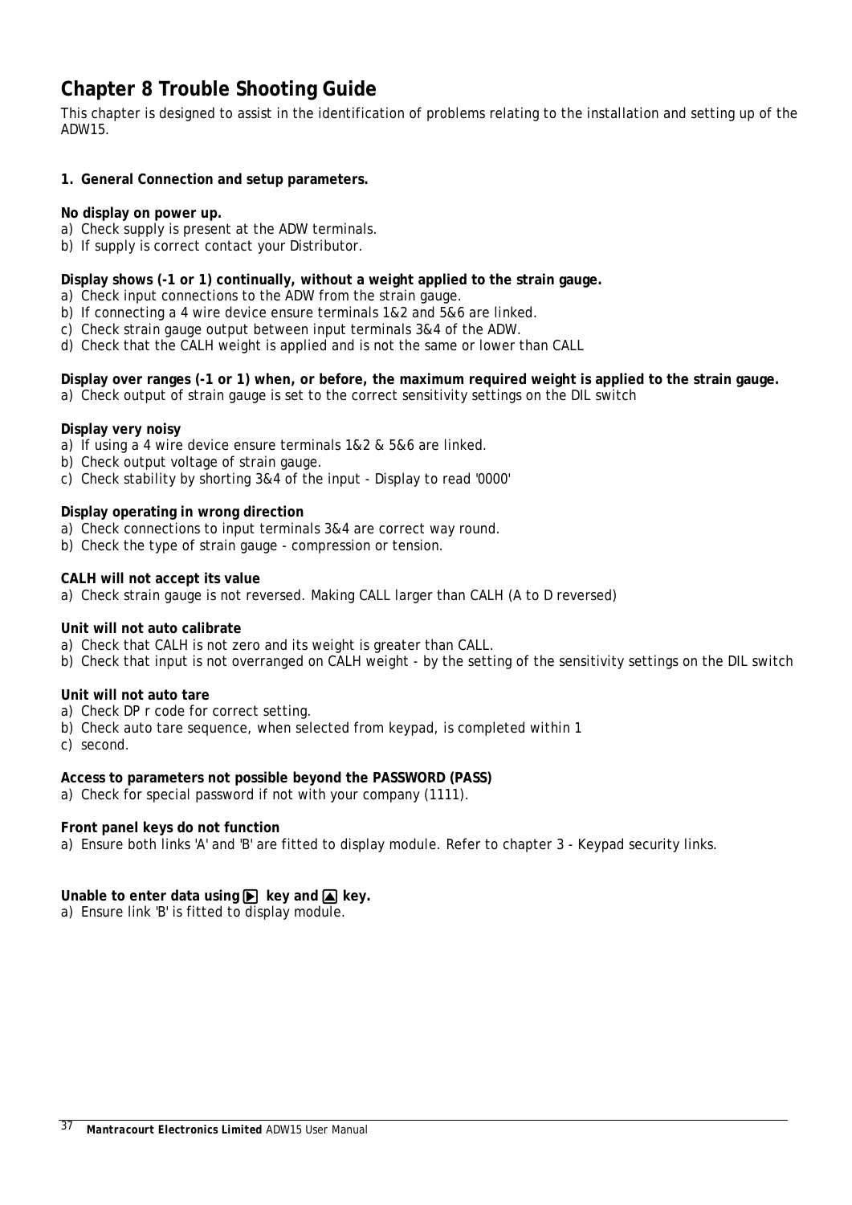# Chapter 8 Trouble Shooting Guide

This chapter is designed to assist in the identification of problems relating to the installation and setting up of the ADW15.

**1. General Connection and setup parameters.**

**No display on power up.**

a) Check supply is present at the ADW terminals.
b) If supply is correct contact your Distributor.

**Display shows (-1 or 1) continually, without a weight applied to the strain gauge.**

a) Check input connections to the ADW from the strain gauge.
b) If connecting a 4 wire device ensure terminals 1&2 and 5&6 are linked.
c) Check strain gauge output between input terminals 3&4 of the ADW.
d) Check that the CALH weight is applied and is not the same or lower than CALL

**Display over ranges (-1 or 1) when, or before, the maximum required weight is applied to the strain gauge.**

a) Check output of strain gauge is set to the correct sensitivity settings on the DIL switch

**Display very noisy**

a) If using a 4 wire device ensure terminals 1&2 & 5&6 are linked.
b) Check output voltage of strain gauge.
c) Check stability by shorting 3&4 of the input - Display to read '0000'

**Display operating in wrong direction**

a) Check connections to input terminals 3&4 are correct way round.
b) Check the type of strain gauge - compression or tension.

**CALH will not accept its value**

a) Check strain gauge is not reversed. Making CALL larger than CALH (A to D reversed)

**Unit will not auto calibrate**

a) Check that CALH is not zero and its weight is greater than CALL.
b) Check that input is not overranged on CALH weight - by the setting of the sensitivity settings on the DIL switch

**Unit will not auto tare**

a) Check DP r code for correct setting.
b) Check auto tare sequence, when selected from keypad, is completed within 1
c) second.

**Access to parameters not possible beyond the PASSWORD (PASS)**

a) Check for special password if not with your company (1111).

**Front panel keys do not function**

a) Ensure both links 'A' and 'B' are fitted to display module. Refer to chapter 3 - Keypad security links.

**Unable to enter data using ▶ key and ▲ key.**

a) Ensure link 'B' is fitted to display module.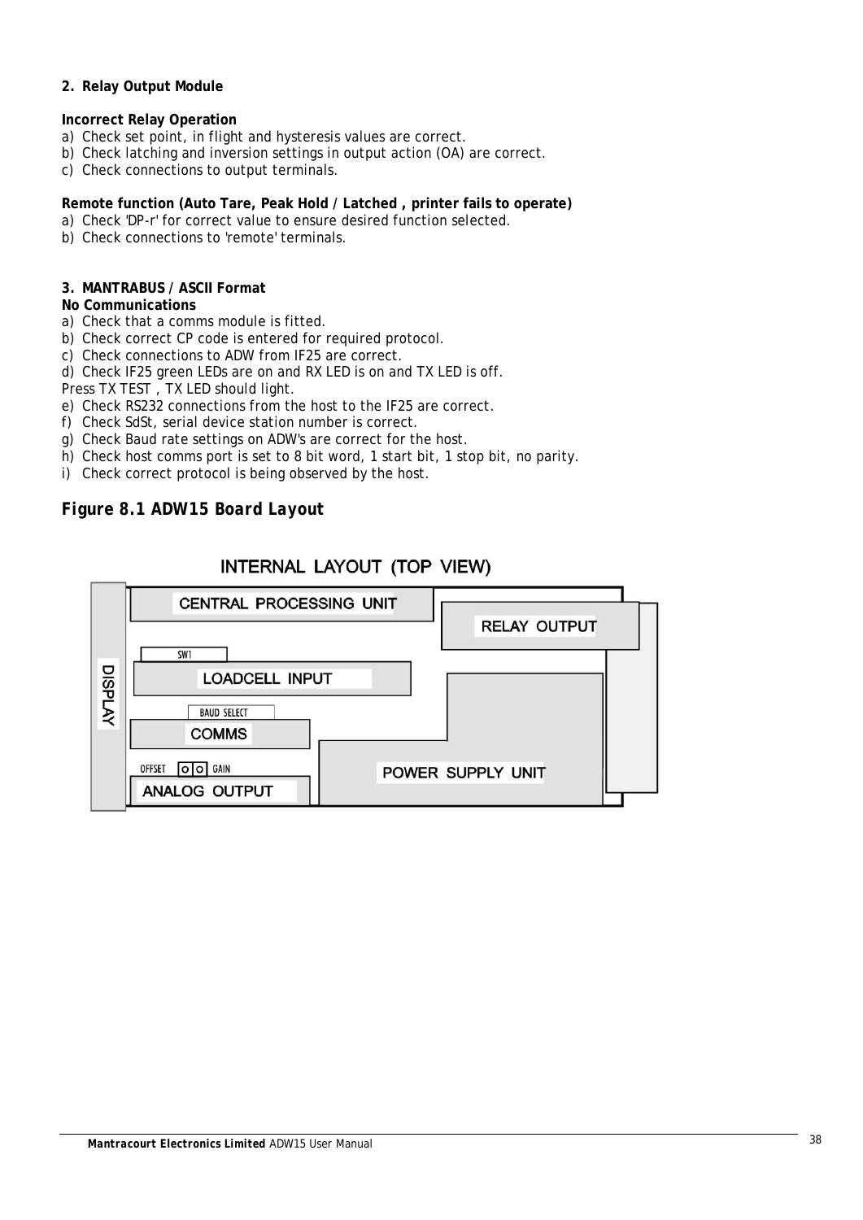## 2. Relay Output Module

**Incorrect Relay Operation**

a) Check set point, in flight and hysteresis values are correct.
b) Check latching and inversion settings in output action (OA) are correct.
c) Check connections to output terminals.

**Remote function (Auto Tare, Peak Hold / Latched , printer fails to operate)**

a) Check 'DP-r' for correct value to ensure desired function selected.
b) Check connections to 'remote' terminals.

## 3. MANTRABUS / ASCII Format

**No Communications**

a) Check that a comms module is fitted.
b) Check correct CP code is entered for required protocol.
c) Check connections to ADW from IF25 are correct.
d) Check IF25 green LEDs are on and RX LED is on and TX LED is off.
Press TX TEST , TX LED should light.
e) Check RS232 connections from the host to the IF25 are correct.
f) Check SdSt, serial device station number is correct.
g) Check Baud rate settings on ADW's are correct for the host.
h) Check host comms port is set to 8 bit word, 1 start bit, 1 stop bit, no parity.
i) Check correct protocol is being observed by the host.

***Figure 8.1 ADW15 Board Layout***

INTERNAL LAYOUT (TOP VIEW)

DISPLAY | CENTRAL PROCESSING UNIT | RELAY OUTPUT | SW1 | LOADCELL INPUT | BAUD SELECT | COMMS | OFFSET | GAIN | ANALOG OUTPUT | POWER SUPPLY UNIT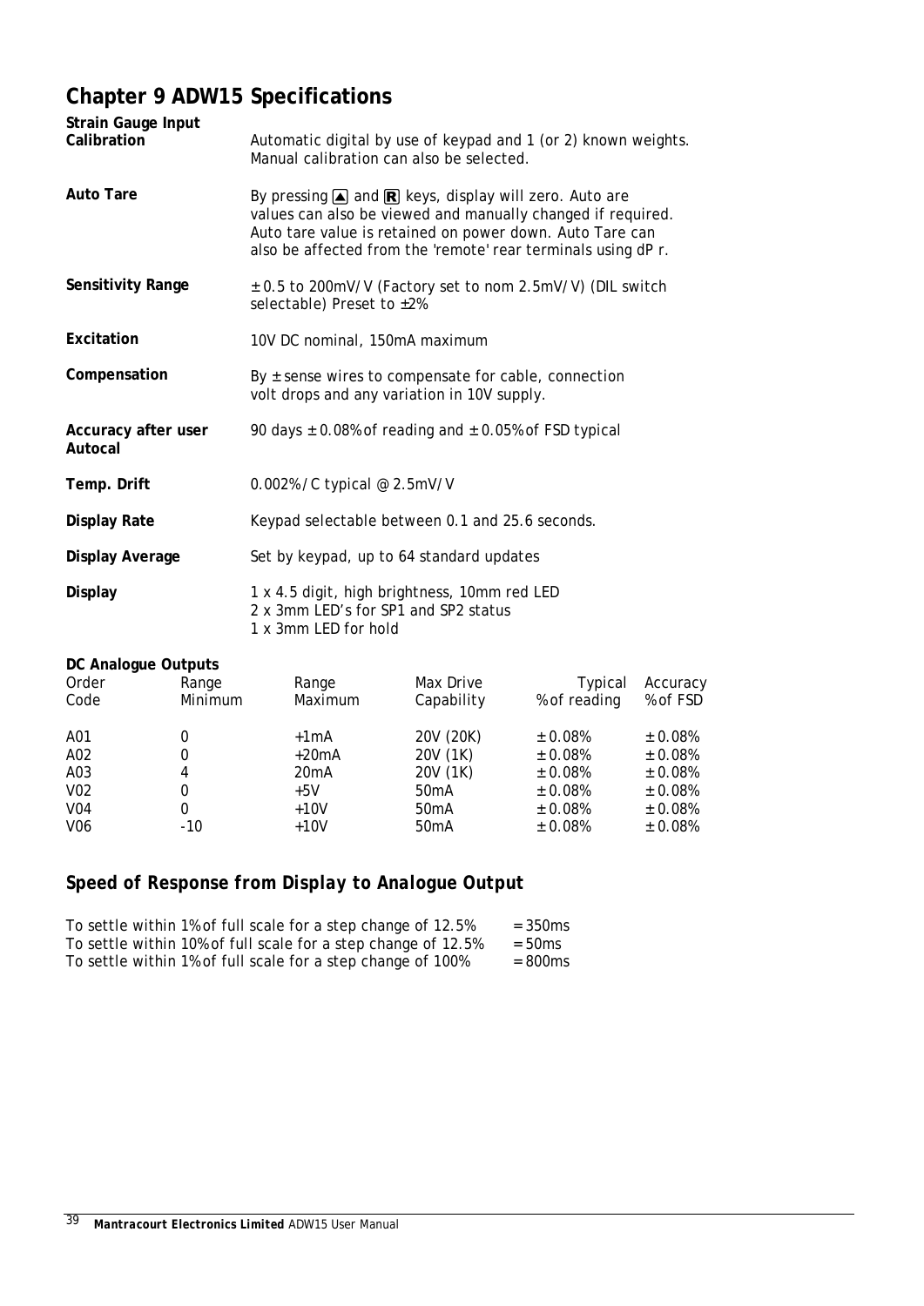# Chapter 9 ADW15 Specifications

**Strain Gauge Input**

| | |
|---|---|
| **Calibration** | Automatic digital by use of keypad and 1 (or 2) known weights. Manual calibration can also be selected. |
| **Auto Tare** | By pressing ▲ and R keys, display will zero. Auto are values can also be viewed and manually changed if required. Auto tare value is retained on power down. Auto Tare can also be affected from the 'remote' rear terminals using dP r. |
| **Sensitivity Range** | ± 0.5 to 200mV/V (Factory set to nom 2.5mV/V) (DIL switch selectable) Preset to ±2% |
| **Excitation** | 10V DC nominal, 150mA maximum |
| **Compensation** | By ± sense wires to compensate for cable, connection volt drops and any variation in 10V supply. |
| **Accuracy after user Autocal** | 90 days ± 0.08% of reading and ± 0.05% of FSD typical |
| **Temp. Drift** | 0.002%/C typical @ 2.5mV/V |
| **Display Rate** | Keypad selectable between 0.1 and 25.6 seconds. |
| **Display Average** | Set by keypad, up to 64 standard updates |
| **Display** | 1 x 4.5 digit, high brightness, 10mm red LED<br>2 x 3mm LED's for SP1 and SP2 status<br>1 x 3mm LED for hold |

**DC Analogue Outputs**

| Order Code | Range Minimum | Range Maximum | Max Drive Capability | Typical % of reading | Accuracy % of FSD |
|---|---|---|---|---|---|
| A01 | 0 | +1mA | 20V (20K) | ± 0.08% | ± 0.08% |
| A02 | 0 | +20mA | 20V (1K) | ± 0.08% | ± 0.08% |
| A03 | 4 | 20mA | 20V (1K) | ± 0.08% | ± 0.08% |
| V02 | 0 | +5V | 50mA | ± 0.08% | ± 0.08% |
| V04 | 0 | +10V | 50mA | ± 0.08% | ± 0.08% |
| V06 | -10 | +10V | 50mA | ± 0.08% | ± 0.08% |

## *Speed of Response from Display to Analogue Output*

| | |
|---|---|
| To settle within 1% of full scale for a step change of 12.5% | = 350ms |
| To settle within 10% of full scale for a step change of 12.5% | = 50ms |
| To settle within 1% of full scale for a step change of 100% | = 800ms |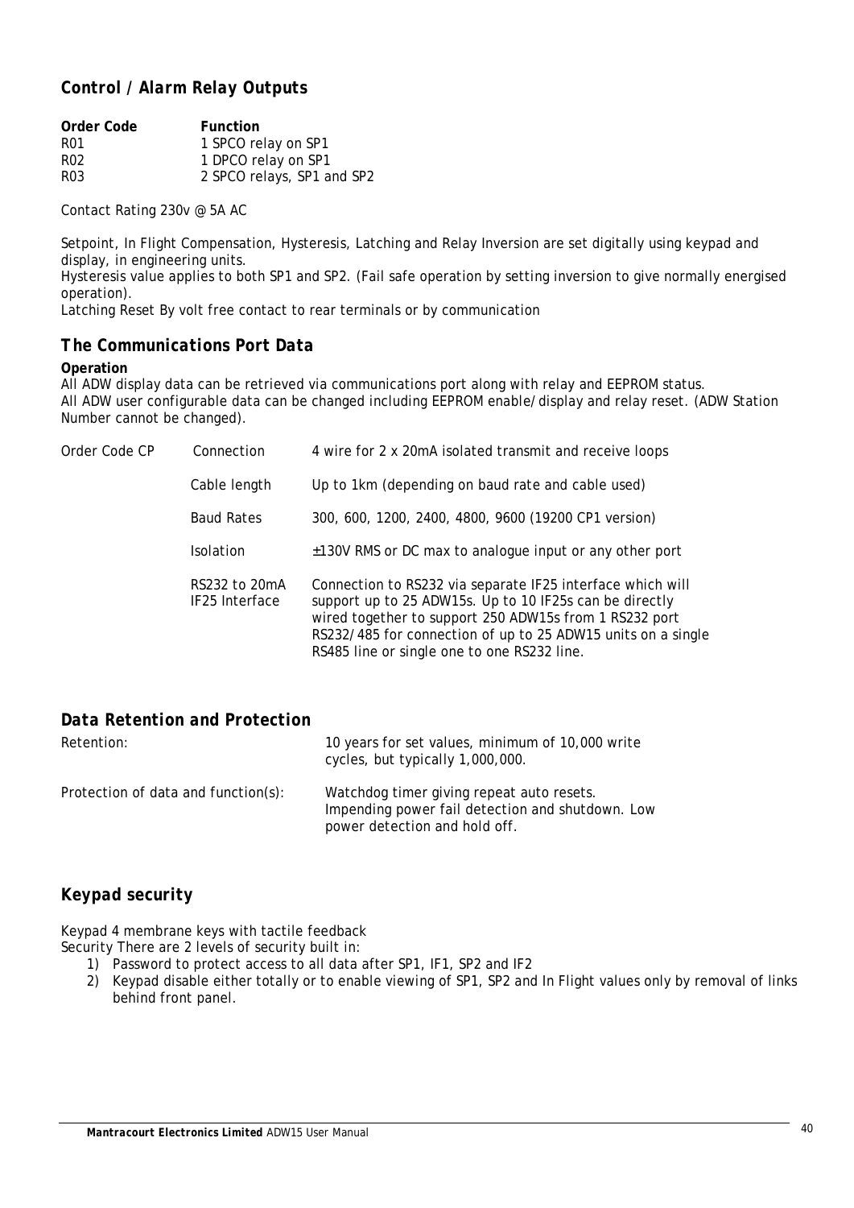## *Control / Alarm Relay Outputs*

| **Order Code** | **Function** |
|---|---|
| R01 | 1 SPCO relay on SP1 |
| R02 | 1 DPCO relay on SP1 |
| R03 | 2 SPCO relays, SP1 and SP2 |

Contact Rating 230v @ 5A AC

Setpoint, In Flight Compensation, Hysteresis, Latching and Relay Inversion are set digitally using keypad and display, in engineering units.
Hysteresis value applies to both SP1 and SP2. (Fail safe operation by setting inversion to give normally energised operation).
Latching Reset By volt free contact to rear terminals or by communication

## *The Communications Port Data*

**Operation**
All ADW display data can be retrieved via communications port along with relay and EEPROM status.
All ADW user configurable data can be changed including EEPROM enable/display and relay reset. (ADW Station Number cannot be changed).

| Order Code CP | Connection | 4 wire for 2 x 20mA isolated transmit and receive loops |
|---|---|---|
| | Cable length | Up to 1km (depending on baud rate and cable used) |
| | Baud Rates | 300, 600, 1200, 2400, 4800, 9600 (19200 CP1 version) |
| | Isolation | ±130V RMS or DC max to analogue input or any other port |
| | RS232 to 20mA IF25 Interface | Connection to RS232 via separate IF25 interface which will support up to 25 ADW15s. Up to 10 IF25s can be directly wired together to support 250 ADW15s from 1 RS232 port RS232/485 for connection of up to 25 ADW15 units on a single RS485 line or single one to one RS232 line. |

## *Data Retention and Protection*

| | |
|---|---|
| Retention: | 10 years for set values, minimum of 10,000 write cycles, but typically 1,000,000. |
| Protection of data and function(s): | Watchdog timer giving repeat auto resets. Impending power fail detection and shutdown. Low power detection and hold off. |

## *Keypad security*

Keypad 4 membrane keys with tactile feedback
Security There are 2 levels of security built in:

1) Password to protect access to all data after SP1, IF1, SP2 and IF2
2) Keypad disable either totally or to enable viewing of SP1, SP2 and In Flight values only by removal of links behind front panel.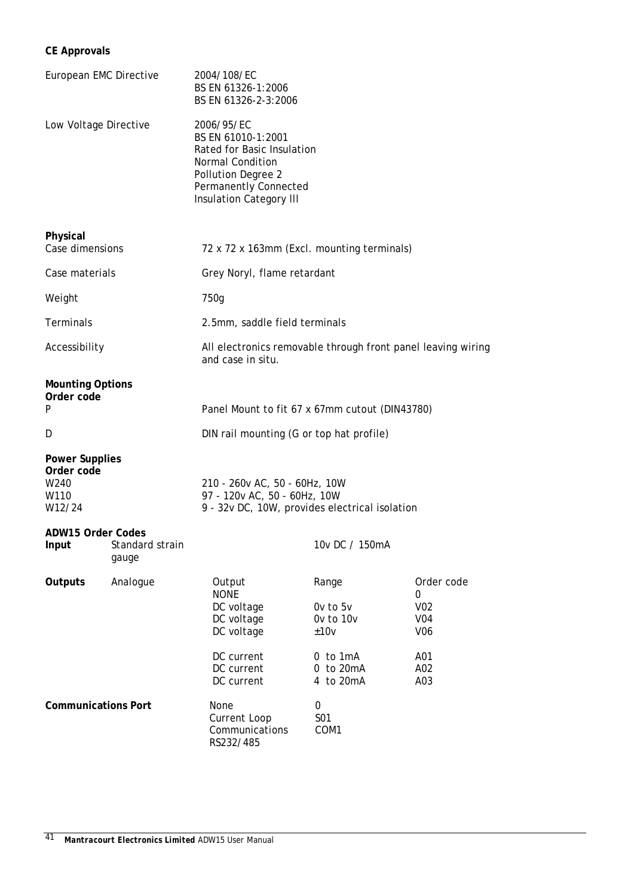**CE Approvals**

| | |
|---|---|
| European EMC Directive | 2004/108/EC<br>BS EN 61326-1:2006<br>BS EN 61326-2-3:2006 |
| Low Voltage Directive | 2006/95/EC<br>BS EN 61010-1:2001<br>Rated for Basic Insulation<br>Normal Condition<br>Pollution Degree 2<br>Permanently Connected<br>Insulation Category lll |

**Physical**

| | |
|---|---|
| Case dimensions | 72 x 72 x 163mm (Excl. mounting terminals) |
| Case materials | Grey Noryl, flame retardant |
| Weight | 750g |
| Terminals | 2.5mm, saddle field terminals |
| Accessibility | All electronics removable through front panel leaving wiring and case in situ. |

**Mounting Options**

| Order code | |
|---|---|
| P | Panel Mount to fit 67 x 67mm cutout (DIN43780) |
| D | DIN rail mounting (G or top hat profile) |

**Power Supplies**

| Order code | |
|---|---|
| W240 | 210 - 260v AC, 50 - 60Hz, 10W |
| W110 | 97 - 120v AC, 50 - 60Hz, 10W |
| W12/24 | 9 - 32v DC, 10W, provides electrical isolation |

**ADW15 Order Codes**

| | | | | |
|---|---|---|---|---|
| **Input** | Standard strain gauge | | 10v DC / 150mA | |
| **Outputs** | Analogue | Output | Range | Order code |
| | | NONE | | 0 |
| | | DC voltage | 0v to 5v | V02 |
| | | DC voltage | 0v to 10v | V04 |
| | | DC voltage | ±10v | V06 |
| | | DC current | 0 to 1mA | A01 |
| | | DC current | 0 to 20mA | A02 |
| | | DC current | 4 to 20mA | A03 |
| **Communications Port** | | None | 0 | |
| | | Current Loop | S01 | |
| | | Communications RS232/485 | COM1 | |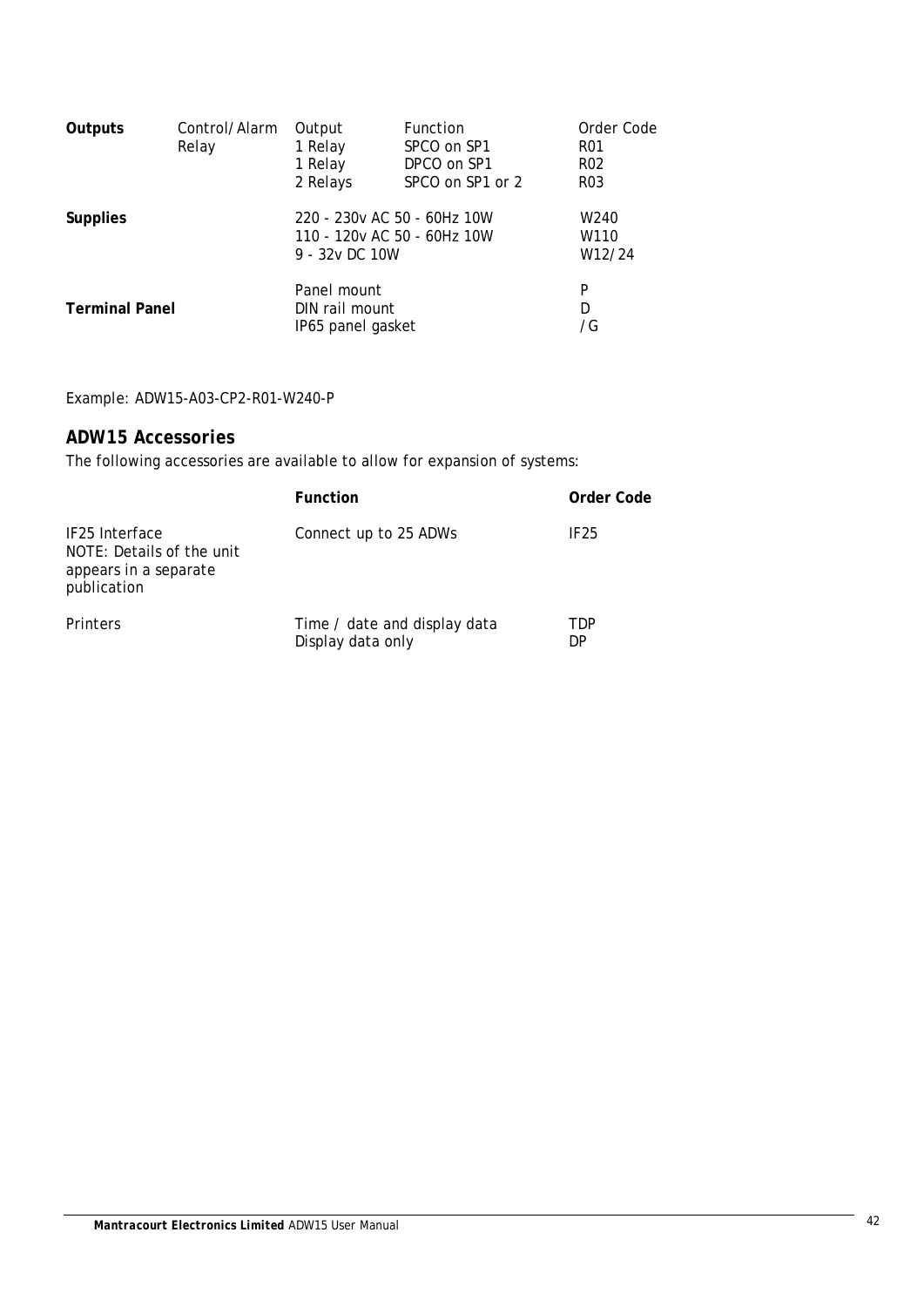| Outputs | Control/Alarm Relay | Output | Function | Order Code |
|---|---|---|---|---|
| | | 1 Relay | SPCO on SP1 | R01 |
| | | 1 Relay | DPCO on SP1 | R02 |
| | | 2 Relays | SPCO on SP1 or 2 | R03 |
| **Supplies** | | 220 - 230v AC 50 - 60Hz 10W | | W240 |
| | | 110 - 120v AC 50 - 60Hz 10W | | W110 |
| | | 9 - 32v DC 10W | | W12/24 |
| **Terminal Panel** | | Panel mount | | P |
| | | DIN rail mount | | D |
| | | IP65 panel gasket | | /G |

Example: ADW15-A03-CP2-R01-W240-P

## ADW15 Accessories

The following accessories are available to allow for expansion of systems:

| | Function | Order Code |
|---|---|---|
| IF25 Interface<br>NOTE: Details of the unit appears in a separate publication | Connect up to 25 ADWs | IF25 |
| Printers | Time / date and display data | TDP |
| | Display data only | DP |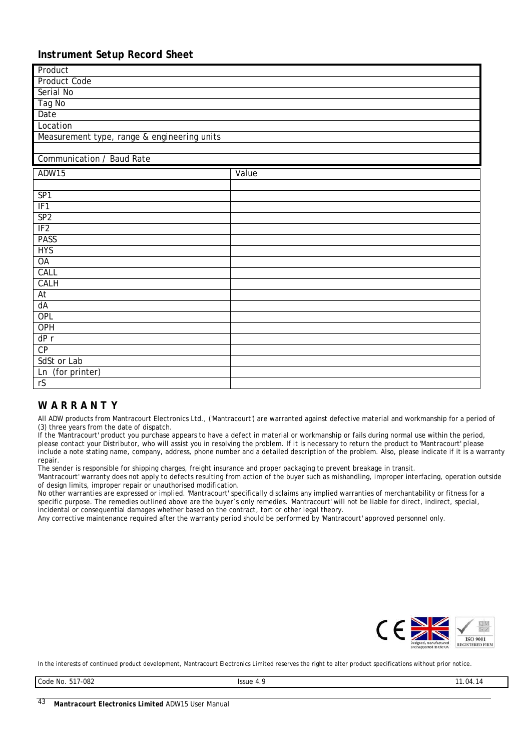## Instrument Setup Record Sheet

| |
|---|
| Product |
| Product Code |
| Serial No |
| Tag No |
| Date |
| Location |
| Measurement type, range & engineering units |
| |
| Communication / Baud Rate |

| ADW15 | Value |
|---|---|
| | |
| SP1 | |
| IF1 | |
| SP2 | |
| IF2 | |
| PASS | |
| HYS | |
| OA | |
| CALL | |
| CALH | |
| At | |
| dA | |
| OPL | |
| OPH | |
| dP r | |
| CP | |
| SdSt or Lab | |
| Ln (for printer) | |
| rS | |

## W A R R A N T Y

All ADW products from Mantracourt Electronics Ltd., ('Mantracourt') are warranted against defective material and workmanship for a period of (3) three years from the date of dispatch.

If the 'Mantracourt' product you purchase appears to have a defect in material or workmanship or fails during normal use within the period, please contact your Distributor, who will assist you in resolving the problem. If it is necessary to return the product to 'Mantracourt' please include a note stating name, company, address, phone number and a detailed description of the problem. Also, please indicate if it is a warranty repair.

The sender is responsible for shipping charges, freight insurance and proper packaging to prevent breakage in transit.

'Mantracourt' warranty does not apply to defects resulting from action of the buyer such as mishandling, improper interfacing, operation outside of design limits, improper repair or unauthorised modification.

No other warranties are expressed or implied. 'Mantracourt' specifically disclaims any implied warranties of merchantability or fitness for a specific purpose. The remedies outlined above are the buyer's only remedies. 'Mantracourt' will not be liable for direct, indirect, special, incidental or consequential damages whether based on the contract, tort or other legal theory.

Any corrective maintenance required after the warranty period should be performed by 'Mantracourt' approved personnel only.

Designed, manufactured and supported in the UK

ISO 9001 REGISTERED FIRM

In the interests of continued product development, Mantracourt Electronics Limited reserves the right to alter product specifications without prior notice.

| Code No. 517-082 | Issue 4.9 | 11.04.14 |
|---|---|---|